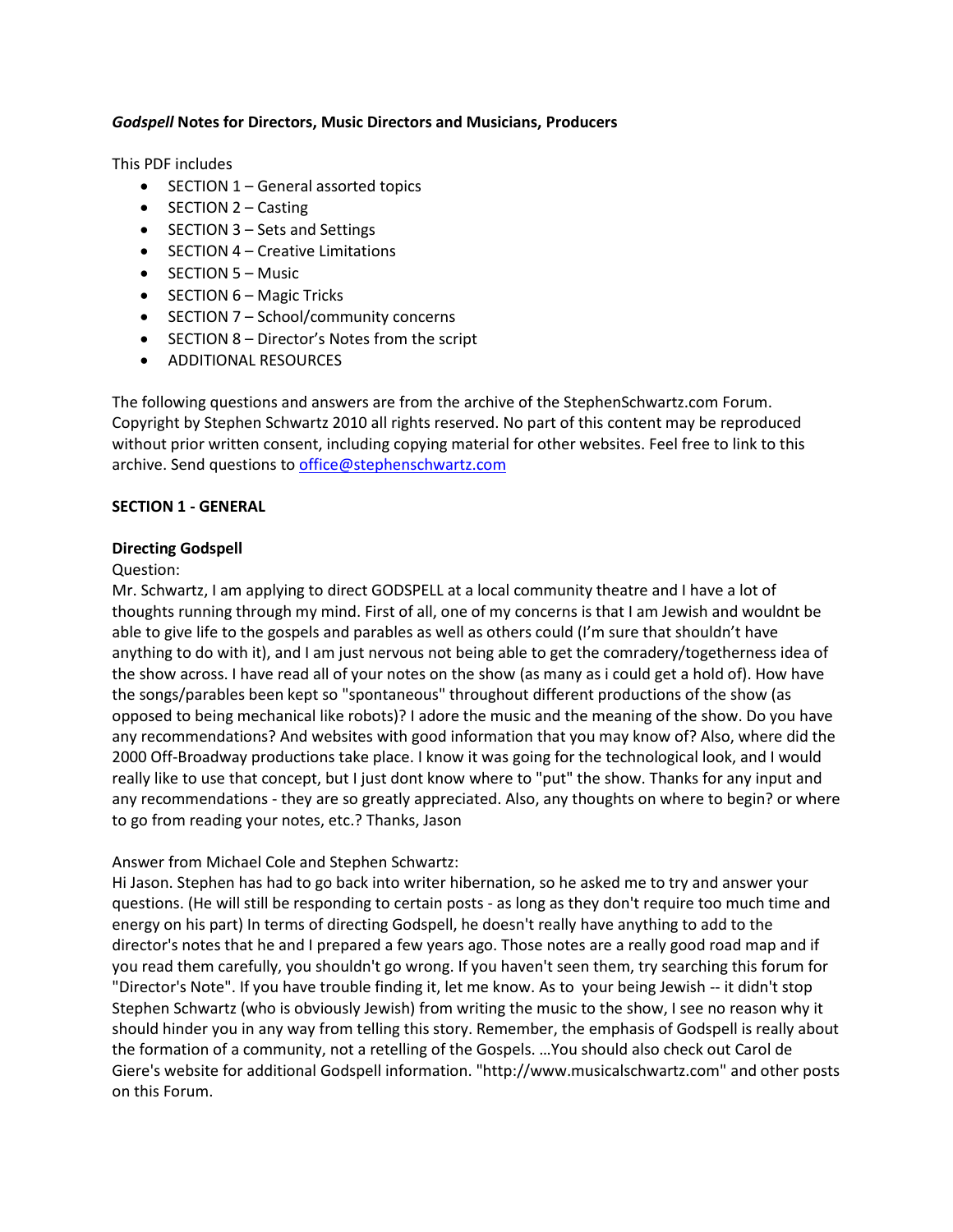***Godspell* Notes for Directors, Music Directors and Musicians, Producers**

This PDF includes

- SECTION 1 – General assorted topics
- SECTION 2 – Casting
- SECTION 3 – Sets and Settings
- SECTION 4 – Creative Limitations
- SECTION 5 – Music
- SECTION 6 – Magic Tricks
- SECTION 7 – School/community concerns
- SECTION 8 – Director's Notes from the script
- ADDITIONAL RESOURCES

The following questions and answers are from the archive of the StephenSchwartz.com Forum. Copyright by Stephen Schwartz 2010 all rights reserved. No part of this content may be reproduced without prior written consent, including copying material for other websites. Feel free to link to this archive. Send questions to [office@stephenschwartz.com](mailto:office@stephenschwartz.com)

**SECTION 1 - GENERAL**

**Directing Godspell**

Question:

Mr. Schwartz, I am applying to direct GODSPELL at a local community theatre and I have a lot of thoughts running through my mind. First of all, one of my concerns is that I am Jewish and wouldnt be able to give life to the gospels and parables as well as others could (I'm sure that shouldn't have anything to do with it), and I am just nervous not being able to get the comradery/togetherness idea of the show across. I have read all of your notes on the show (as many as i could get a hold of). How have the songs/parables been kept so "spontaneous" throughout different productions of the show (as opposed to being mechanical like robots)? I adore the music and the meaning of the show. Do you have any recommendations? And websites with good information that you may know of? Also, where did the 2000 Off-Broadway productions take place. I know it was going for the technological look, and I would really like to use that concept, but I just dont know where to "put" the show. Thanks for any input and any recommendations - they are so greatly appreciated. Also, any thoughts on where to begin? or where to go from reading your notes, etc.? Thanks, Jason

Answer from Michael Cole and Stephen Schwartz:

Hi Jason. Stephen has had to go back into writer hibernation, so he asked me to try and answer your questions. (He will still be responding to certain posts - as long as they don't require too much time and energy on his part) In terms of directing Godspell, he doesn't really have anything to add to the director's notes that he and I prepared a few years ago. Those notes are a really good road map and if you read them carefully, you shouldn't go wrong. If you haven't seen them, try searching this forum for "Director's Note". If you have trouble finding it, let me know. As to your being Jewish -- it didn't stop Stephen Schwartz (who is obviously Jewish) from writing the music to the show, I see no reason why it should hinder you in any way from telling this story. Remember, the emphasis of Godspell is really about the formation of a community, not a retelling of the Gospels. …You should also check out Carol de Giere's website for additional Godspell information. "http://www.musicalschwartz.com" and other posts on this Forum.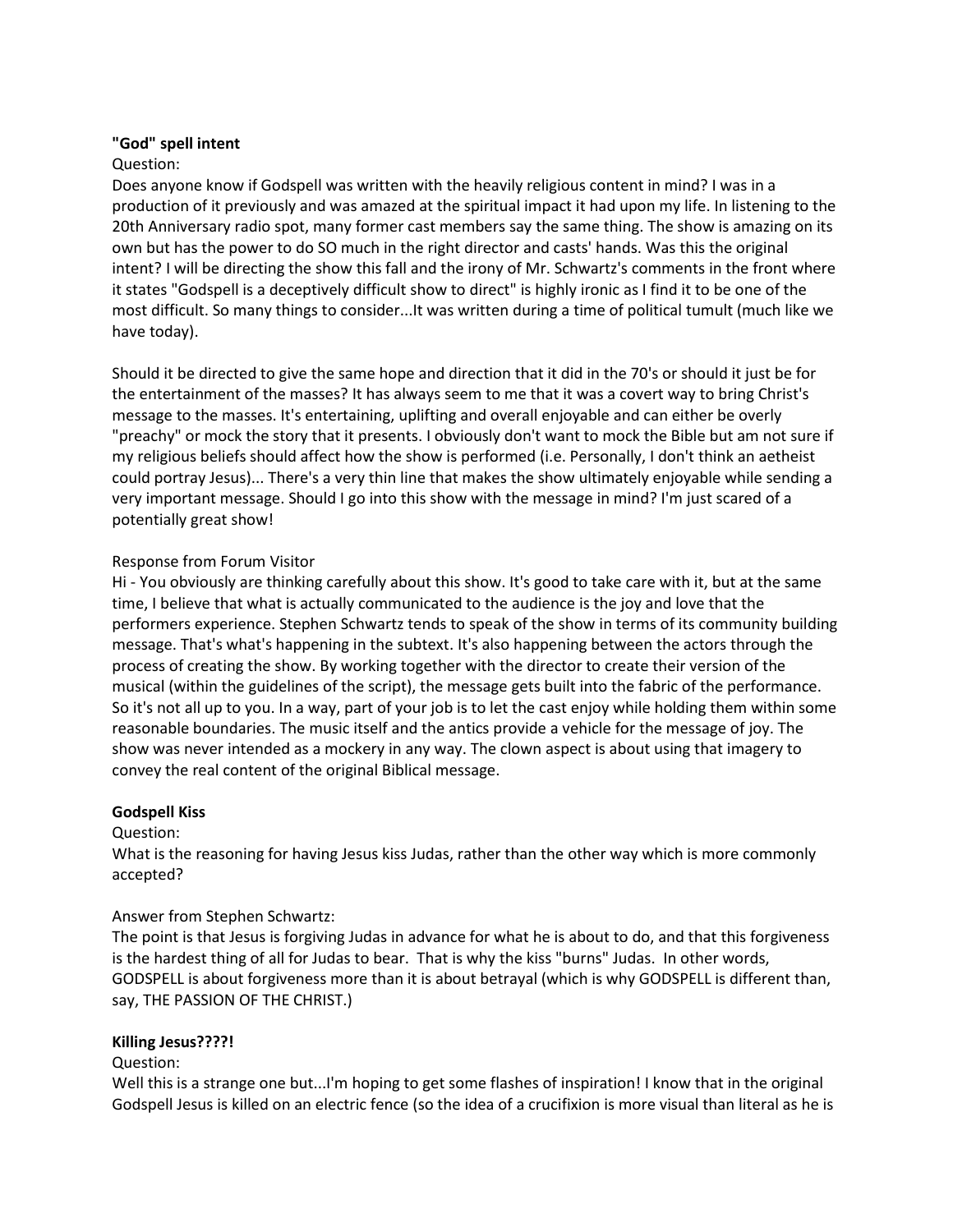**"God" spell intent**

Question:

Does anyone know if Godspell was written with the heavily religious content in mind? I was in a production of it previously and was amazed at the spiritual impact it had upon my life. In listening to the 20th Anniversary radio spot, many former cast members say the same thing. The show is amazing on its own but has the power to do SO much in the right director and casts' hands. Was this the original intent? I will be directing the show this fall and the irony of Mr. Schwartz's comments in the front where it states "Godspell is a deceptively difficult show to direct" is highly ironic as I find it to be one of the most difficult. So many things to consider...It was written during a time of political tumult (much like we have today).

Should it be directed to give the same hope and direction that it did in the 70's or should it just be for the entertainment of the masses? It has always seem to me that it was a covert way to bring Christ's message to the masses. It's entertaining, uplifting and overall enjoyable and can either be overly "preachy" or mock the story that it presents. I obviously don't want to mock the Bible but am not sure if my religious beliefs should affect how the show is performed (i.e. Personally, I don't think an aetheist could portray Jesus)... There's a very thin line that makes the show ultimately enjoyable while sending a very important message. Should I go into this show with the message in mind? I'm just scared of a potentially great show!

Response from Forum Visitor

Hi - You obviously are thinking carefully about this show. It's good to take care with it, but at the same time, I believe that what is actually communicated to the audience is the joy and love that the performers experience. Stephen Schwartz tends to speak of the show in terms of its community building message. That's what's happening in the subtext. It's also happening between the actors through the process of creating the show. By working together with the director to create their version of the musical (within the guidelines of the script), the message gets built into the fabric of the performance. So it's not all up to you. In a way, part of your job is to let the cast enjoy while holding them within some reasonable boundaries. The music itself and the antics provide a vehicle for the message of joy. The show was never intended as a mockery in any way. The clown aspect is about using that imagery to convey the real content of the original Biblical message.

**Godspell Kiss**

Question:

What is the reasoning for having Jesus kiss Judas, rather than the other way which is more commonly accepted?

Answer from Stephen Schwartz:

The point is that Jesus is forgiving Judas in advance for what he is about to do, and that this forgiveness is the hardest thing of all for Judas to bear. That is why the kiss "burns" Judas. In other words, GODSPELL is about forgiveness more than it is about betrayal (which is why GODSPELL is different than, say, THE PASSION OF THE CHRIST.)

**Killing Jesus????!**

Question:

Well this is a strange one but...I'm hoping to get some flashes of inspiration! I know that in the original Godspell Jesus is killed on an electric fence (so the idea of a crucifixion is more visual than literal as he is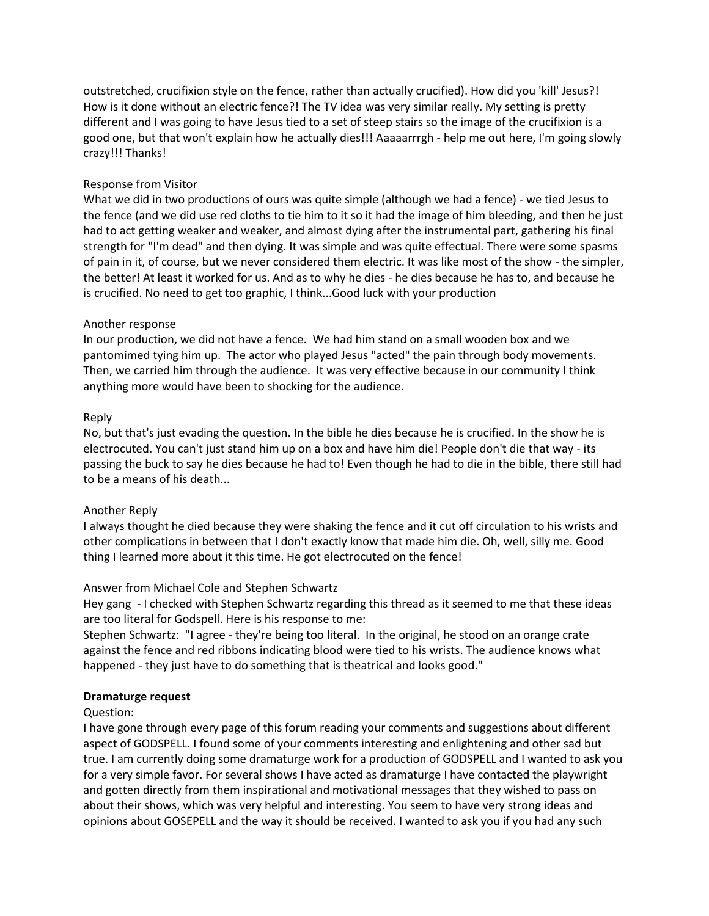outstretched, crucifixion style on the fence, rather than actually crucified). How did you 'kill' Jesus?! How is it done without an electric fence?! The TV idea was very similar really. My setting is pretty different and I was going to have Jesus tied to a set of steep stairs so the image of the crucifixion is a good one, but that won't explain how he actually dies!!! Aaaaarrrgh - help me out here, I'm going slowly crazy!!! Thanks!

Response from Visitor
What we did in two productions of ours was quite simple (although we had a fence) - we tied Jesus to the fence (and we did use red cloths to tie him to it so it had the image of him bleeding, and then he just had to act getting weaker and weaker, and almost dying after the instrumental part, gathering his final strength for "I'm dead" and then dying. It was simple and was quite effectual. There were some spasms of pain in it, of course, but we never considered them electric. It was like most of the show - the simpler, the better! At least it worked for us. And as to why he dies - he dies because he has to, and because he is crucified. No need to get too graphic, I think...Good luck with your production

Another response
In our production, we did not have a fence. We had him stand on a small wooden box and we pantomimed tying him up. The actor who played Jesus "acted" the pain through body movements. Then, we carried him through the audience. It was very effective because in our community I think anything more would have been to shocking for the audience.

Reply
No, but that's just evading the question. In the bible he dies because he is crucified. In the show he is electrocuted. You can't just stand him up on a box and have him die! People don't die that way - its passing the buck to say he dies because he had to! Even though he had to die in the bible, there still had to be a means of his death...

Another Reply
I always thought he died because they were shaking the fence and it cut off circulation to his wrists and other complications in between that I don't exactly know that made him die. Oh, well, silly me. Good thing I learned more about it this time. He got electrocuted on the fence!

Answer from Michael Cole and Stephen Schwartz
Hey gang - I checked with Stephen Schwartz regarding this thread as it seemed to me that these ideas are too literal for Godspell. Here is his response to me:
Stephen Schwartz: "I agree - they're being too literal. In the original, he stood on an orange crate against the fence and red ribbons indicating blood were tied to his wrists. The audience knows what happened - they just have to do something that is theatrical and looks good."

**Dramaturge request**

Question:
I have gone through every page of this forum reading your comments and suggestions about different aspect of GODSPELL. I found some of your comments interesting and enlightening and other sad but true. I am currently doing some dramaturge work for a production of GODSPELL and I wanted to ask you for a very simple favor. For several shows I have acted as dramaturge I have contacted the playwright and gotten directly from them inspirational and motivational messages that they wished to pass on about their shows, which was very helpful and interesting. You seem to have very strong ideas and opinions about GOSEPELL and the way it should be received. I wanted to ask you if you had any such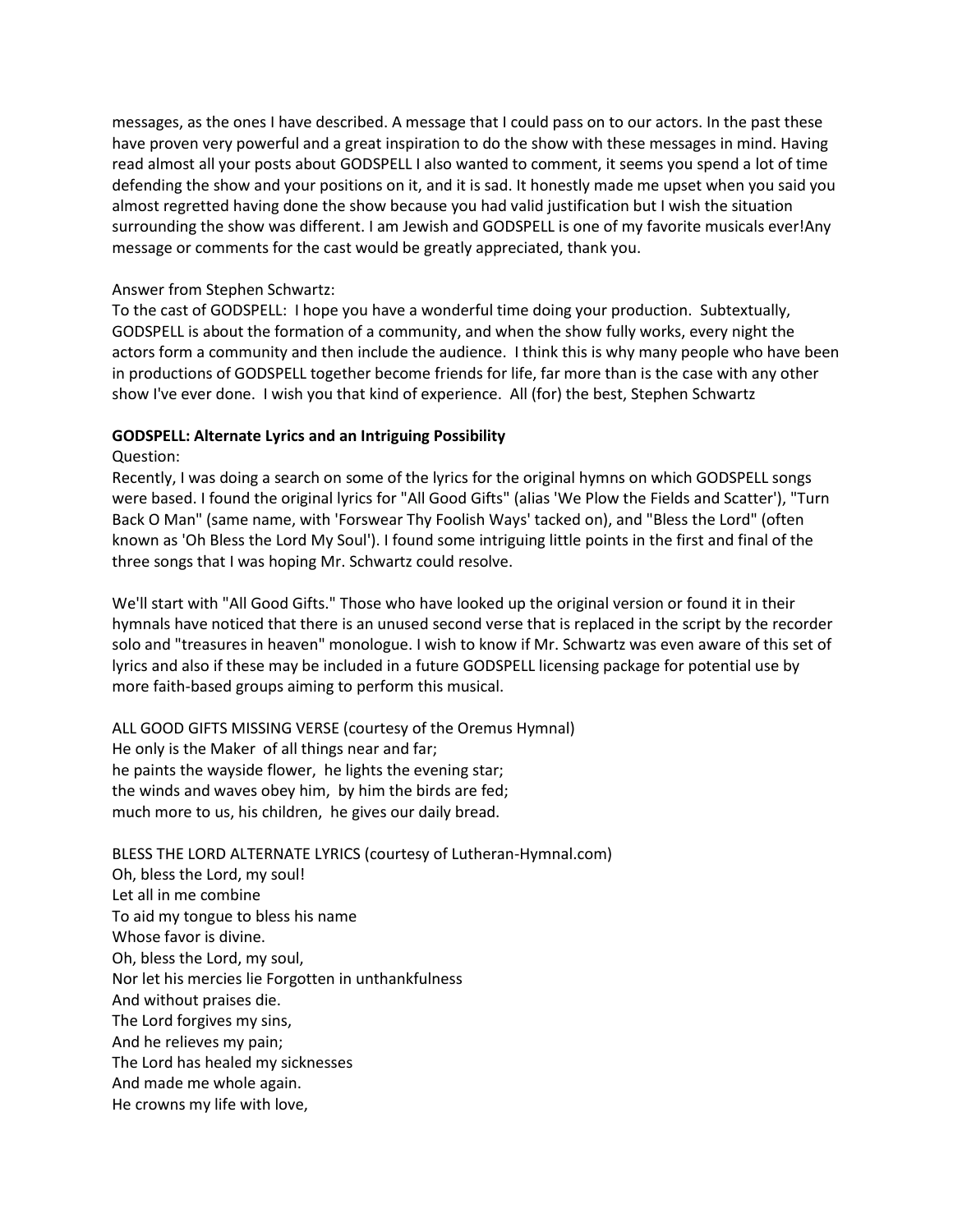messages, as the ones I have described. A message that I could pass on to our actors. In the past these have proven very powerful and a great inspiration to do the show with these messages in mind. Having read almost all your posts about GODSPELL I also wanted to comment, it seems you spend a lot of time defending the show and your positions on it, and it is sad. It honestly made me upset when you said you almost regretted having done the show because you had valid justification but I wish the situation surrounding the show was different. I am Jewish and GODSPELL is one of my favorite musicals ever!Any message or comments for the cast would be greatly appreciated, thank you.

Answer from Stephen Schwartz:
To the cast of GODSPELL: I hope you have a wonderful time doing your production. Subtextually, GODSPELL is about the formation of a community, and when the show fully works, every night the actors form a community and then include the audience. I think this is why many people who have been in productions of GODSPELL together become friends for life, far more than is the case with any other show I've ever done. I wish you that kind of experience. All (for) the best, Stephen Schwartz

**GODSPELL: Alternate Lyrics and an Intriguing Possibility**
Question:
Recently, I was doing a search on some of the lyrics for the original hymns on which GODSPELL songs were based. I found the original lyrics for "All Good Gifts" (alias 'We Plow the Fields and Scatter'), "Turn Back O Man" (same name, with 'Forswear Thy Foolish Ways' tacked on), and "Bless the Lord" (often known as 'Oh Bless the Lord My Soul'). I found some intriguing little points in the first and final of the three songs that I was hoping Mr. Schwartz could resolve.

We'll start with "All Good Gifts." Those who have looked up the original version or found it in their hymnals have noticed that there is an unused second verse that is replaced in the script by the recorder solo and "treasures in heaven" monologue. I wish to know if Mr. Schwartz was even aware of this set of lyrics and also if these may be included in a future GODSPELL licensing package for potential use by more faith-based groups aiming to perform this musical.

ALL GOOD GIFTS MISSING VERSE (courtesy of the Oremus Hymnal)
He only is the Maker of all things near and far;
he paints the wayside flower, he lights the evening star;
the winds and waves obey him, by him the birds are fed;
much more to us, his children, he gives our daily bread.

BLESS THE LORD ALTERNATE LYRICS (courtesy of Lutheran-Hymnal.com)
Oh, bless the Lord, my soul!
Let all in me combine
To aid my tongue to bless his name
Whose favor is divine.
Oh, bless the Lord, my soul,
Nor let his mercies lie Forgotten in unthankfulness
And without praises die.
The Lord forgives my sins,
And he relieves my pain;
The Lord has healed my sicknesses
And made me whole again.
He crowns my life with love,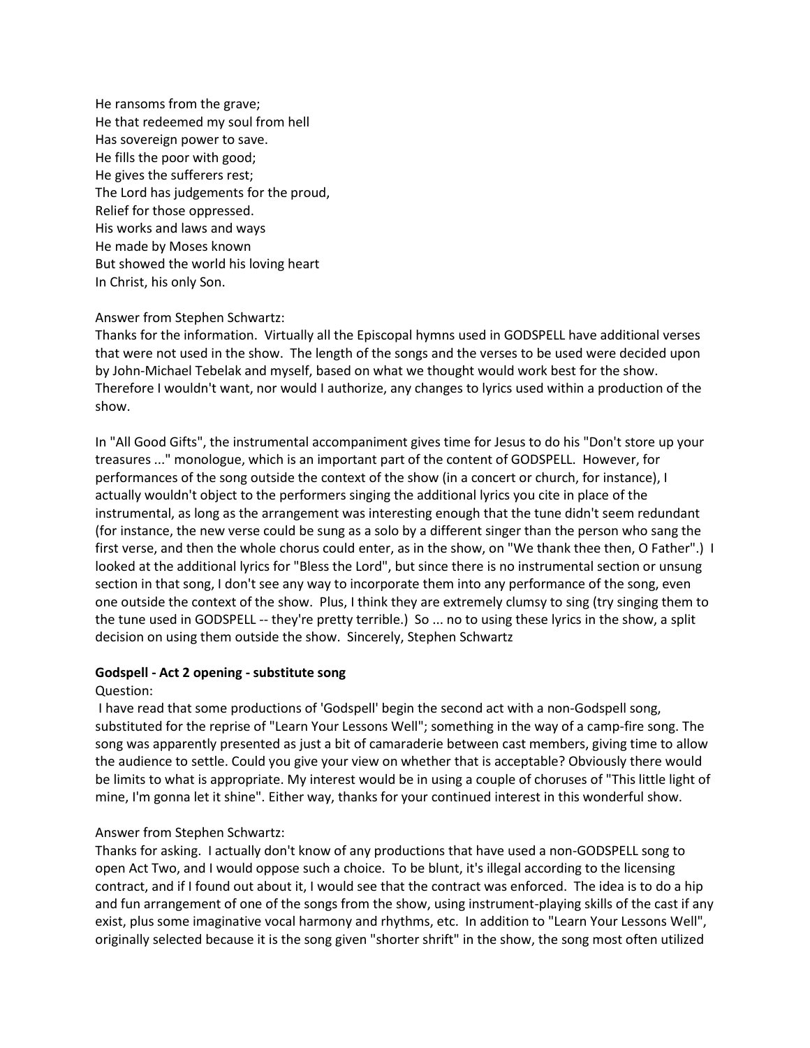He ransoms from the grave;
He that redeemed my soul from hell
Has sovereign power to save.
He fills the poor with good;
He gives the sufferers rest;
The Lord has judgements for the proud,
Relief for those oppressed.
His works and laws and ways
He made by Moses known
But showed the world his loving heart
In Christ, his only Son.

Answer from Stephen Schwartz:
Thanks for the information. Virtually all the Episcopal hymns used in GODSPELL have additional verses that were not used in the show. The length of the songs and the verses to be used were decided upon by John-Michael Tebelak and myself, based on what we thought would work best for the show. Therefore I wouldn't want, nor would I authorize, any changes to lyrics used within a production of the show.

In "All Good Gifts", the instrumental accompaniment gives time for Jesus to do his "Don't store up your treasures ..." monologue, which is an important part of the content of GODSPELL. However, for performances of the song outside the context of the show (in a concert or church, for instance), I actually wouldn't object to the performers singing the additional lyrics you cite in place of the instrumental, as long as the arrangement was interesting enough that the tune didn't seem redundant (for instance, the new verse could be sung as a solo by a different singer than the person who sang the first verse, and then the whole chorus could enter, as in the show, on "We thank thee then, O Father".) I looked at the additional lyrics for "Bless the Lord", but since there is no instrumental section or unsung section in that song, I don't see any way to incorporate them into any performance of the song, even one outside the context of the show. Plus, I think they are extremely clumsy to sing (try singing them to the tune used in GODSPELL -- they're pretty terrible.) So ... no to using these lyrics in the show, a split decision on using them outside the show. Sincerely, Stephen Schwartz

**Godspell - Act 2 opening - substitute song**

Question:
I have read that some productions of 'Godspell' begin the second act with a non-Godspell song, substituted for the reprise of "Learn Your Lessons Well"; something in the way of a camp-fire song. The song was apparently presented as just a bit of camaraderie between cast members, giving time to allow the audience to settle. Could you give your view on whether that is acceptable? Obviously there would be limits to what is appropriate. My interest would be in using a couple of choruses of "This little light of mine, I'm gonna let it shine". Either way, thanks for your continued interest in this wonderful show.

Answer from Stephen Schwartz:
Thanks for asking. I actually don't know of any productions that have used a non-GODSPELL song to open Act Two, and I would oppose such a choice. To be blunt, it's illegal according to the licensing contract, and if I found out about it, I would see that the contract was enforced. The idea is to do a hip and fun arrangement of one of the songs from the show, using instrument-playing skills of the cast if any exist, plus some imaginative vocal harmony and rhythms, etc. In addition to "Learn Your Lessons Well", originally selected because it is the song given "shorter shrift" in the show, the song most often utilized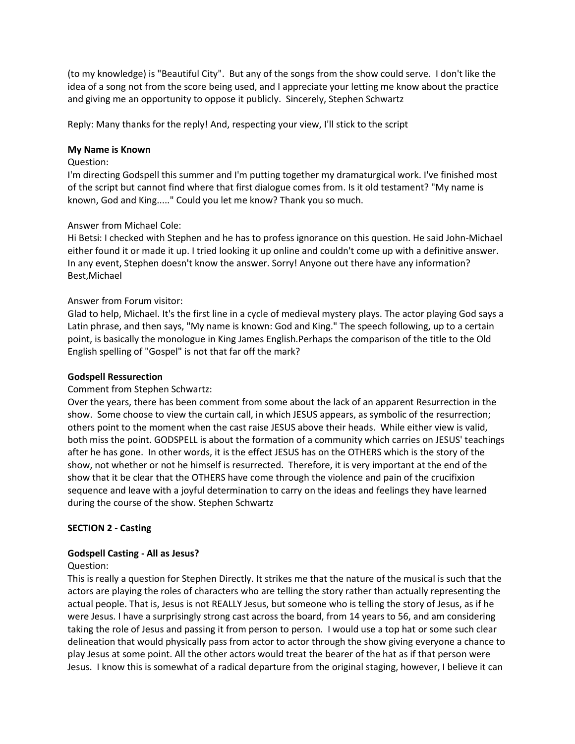(to my knowledge) is "Beautiful City". But any of the songs from the show could serve. I don't like the idea of a song not from the score being used, and I appreciate your letting me know about the practice and giving me an opportunity to oppose it publicly. Sincerely, Stephen Schwartz

Reply: Many thanks for the reply! And, respecting your view, I'll stick to the script

**My Name is Known**

Question:
I'm directing Godspell this summer and I'm putting together my dramaturgical work. I've finished most of the script but cannot find where that first dialogue comes from. Is it old testament? "My name is known, God and King....." Could you let me know? Thank you so much.

Answer from Michael Cole:
Hi Betsi: I checked with Stephen and he has to profess ignorance on this question. He said John-Michael either found it or made it up. I tried looking it up online and couldn't come up with a definitive answer. In any event, Stephen doesn't know the answer. Sorry! Anyone out there have any information? Best,Michael

Answer from Forum visitor:
Glad to help, Michael. It's the first line in a cycle of medieval mystery plays. The actor playing God says a Latin phrase, and then says, "My name is known: God and King." The speech following, up to a certain point, is basically the monologue in King James English.Perhaps the comparison of the title to the Old English spelling of "Gospel" is not that far off the mark?

**Godspell Ressurection**

Comment from Stephen Schwartz:
Over the years, there has been comment from some about the lack of an apparent Resurrection in the show. Some choose to view the curtain call, in which JESUS appears, as symbolic of the resurrection; others point to the moment when the cast raise JESUS above their heads. While either view is valid, both miss the point. GODSPELL is about the formation of a community which carries on JESUS' teachings after he has gone. In other words, it is the effect JESUS has on the OTHERS which is the story of the show, not whether or not he himself is resurrected. Therefore, it is very important at the end of the show that it be clear that the OTHERS have come through the violence and pain of the crucifixion sequence and leave with a joyful determination to carry on the ideas and feelings they have learned during the course of the show. Stephen Schwartz

## SECTION 2 - Casting

**Godspell Casting - All as Jesus?**

Question:
This is really a question for Stephen Directly. It strikes me that the nature of the musical is such that the actors are playing the roles of characters who are telling the story rather than actually representing the actual people. That is, Jesus is not REALLY Jesus, but someone who is telling the story of Jesus, as if he were Jesus. I have a surprisingly strong cast across the board, from 14 years to 56, and am considering taking the role of Jesus and passing it from person to person. I would use a top hat or some such clear delineation that would physically pass from actor to actor through the show giving everyone a chance to play Jesus at some point. All the other actors would treat the bearer of the hat as if that person were Jesus. I know this is somewhat of a radical departure from the original staging, however, I believe it can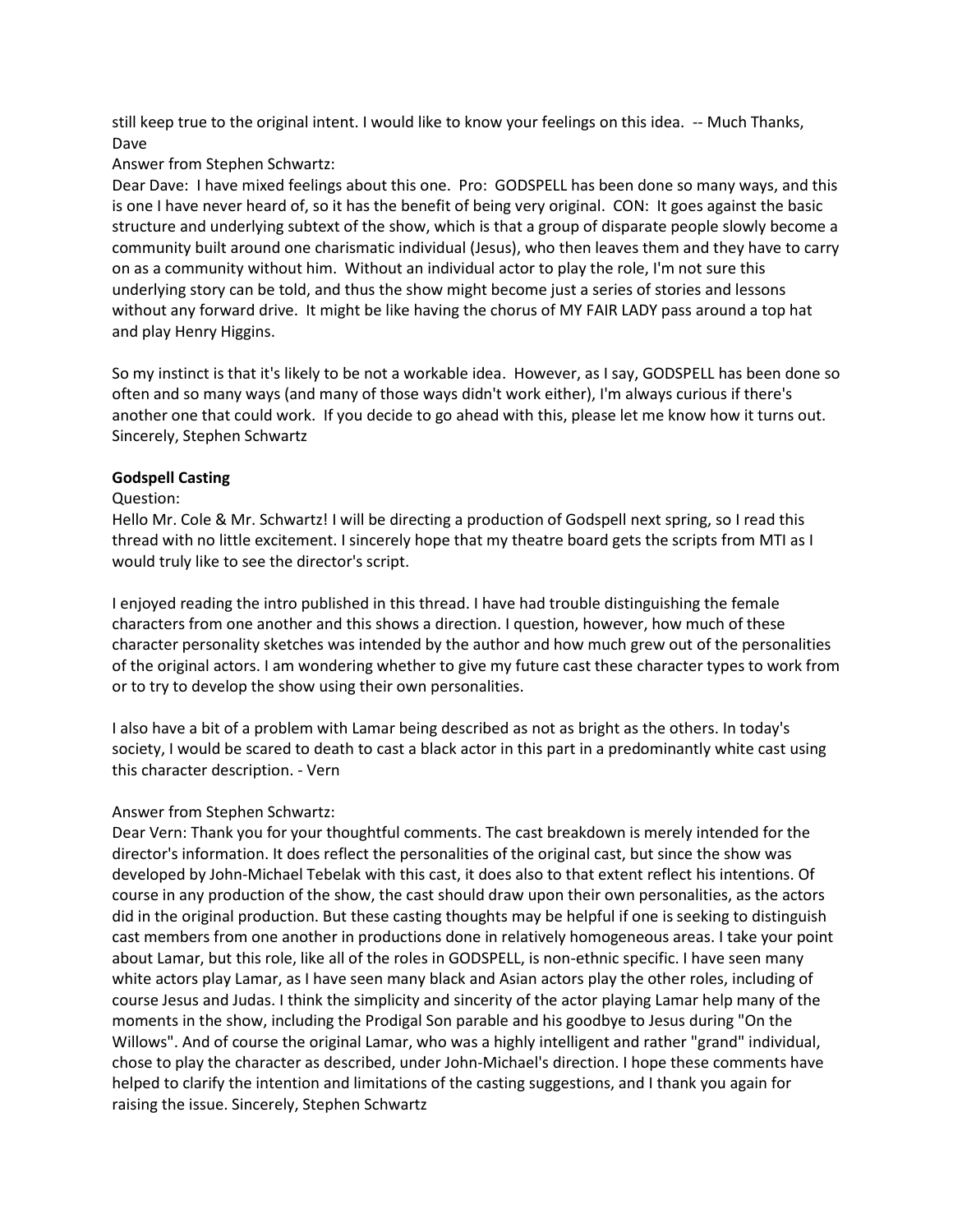still keep true to the original intent. I would like to know your feelings on this idea. -- Much Thanks, Dave

Answer from Stephen Schwartz:

Dear Dave: I have mixed feelings about this one. Pro: GODSPELL has been done so many ways, and this is one I have never heard of, so it has the benefit of being very original. CON: It goes against the basic structure and underlying subtext of the show, which is that a group of disparate people slowly become a community built around one charismatic individual (Jesus), who then leaves them and they have to carry on as a community without him. Without an individual actor to play the role, I'm not sure this underlying story can be told, and thus the show might become just a series of stories and lessons without any forward drive. It might be like having the chorus of MY FAIR LADY pass around a top hat and play Henry Higgins.

So my instinct is that it's likely to be not a workable idea. However, as I say, GODSPELL has been done so often and so many ways (and many of those ways didn't work either), I'm always curious if there's another one that could work. If you decide to go ahead with this, please let me know how it turns out. Sincerely, Stephen Schwartz

**Godspell Casting**

Question:

Hello Mr. Cole & Mr. Schwartz! I will be directing a production of Godspell next spring, so I read this thread with no little excitement. I sincerely hope that my theatre board gets the scripts from MTI as I would truly like to see the director's script.

I enjoyed reading the intro published in this thread. I have had trouble distinguishing the female characters from one another and this shows a direction. I question, however, how much of these character personality sketches was intended by the author and how much grew out of the personalities of the original actors. I am wondering whether to give my future cast these character types to work from or to try to develop the show using their own personalities.

I also have a bit of a problem with Lamar being described as not as bright as the others. In today's society, I would be scared to death to cast a black actor in this part in a predominantly white cast using this character description. - Vern

Answer from Stephen Schwartz:

Dear Vern: Thank you for your thoughtful comments. The cast breakdown is merely intended for the director's information. It does reflect the personalities of the original cast, but since the show was developed by John-Michael Tebelak with this cast, it does also to that extent reflect his intentions. Of course in any production of the show, the cast should draw upon their own personalities, as the actors did in the original production. But these casting thoughts may be helpful if one is seeking to distinguish cast members from one another in productions done in relatively homogeneous areas. I take your point about Lamar, but this role, like all of the roles in GODSPELL, is non-ethnic specific. I have seen many white actors play Lamar, as I have seen many black and Asian actors play the other roles, including of course Jesus and Judas. I think the simplicity and sincerity of the actor playing Lamar help many of the moments in the show, including the Prodigal Son parable and his goodbye to Jesus during "On the Willows". And of course the original Lamar, who was a highly intelligent and rather "grand" individual, chose to play the character as described, under John-Michael's direction. I hope these comments have helped to clarify the intention and limitations of the casting suggestions, and I thank you again for raising the issue. Sincerely, Stephen Schwartz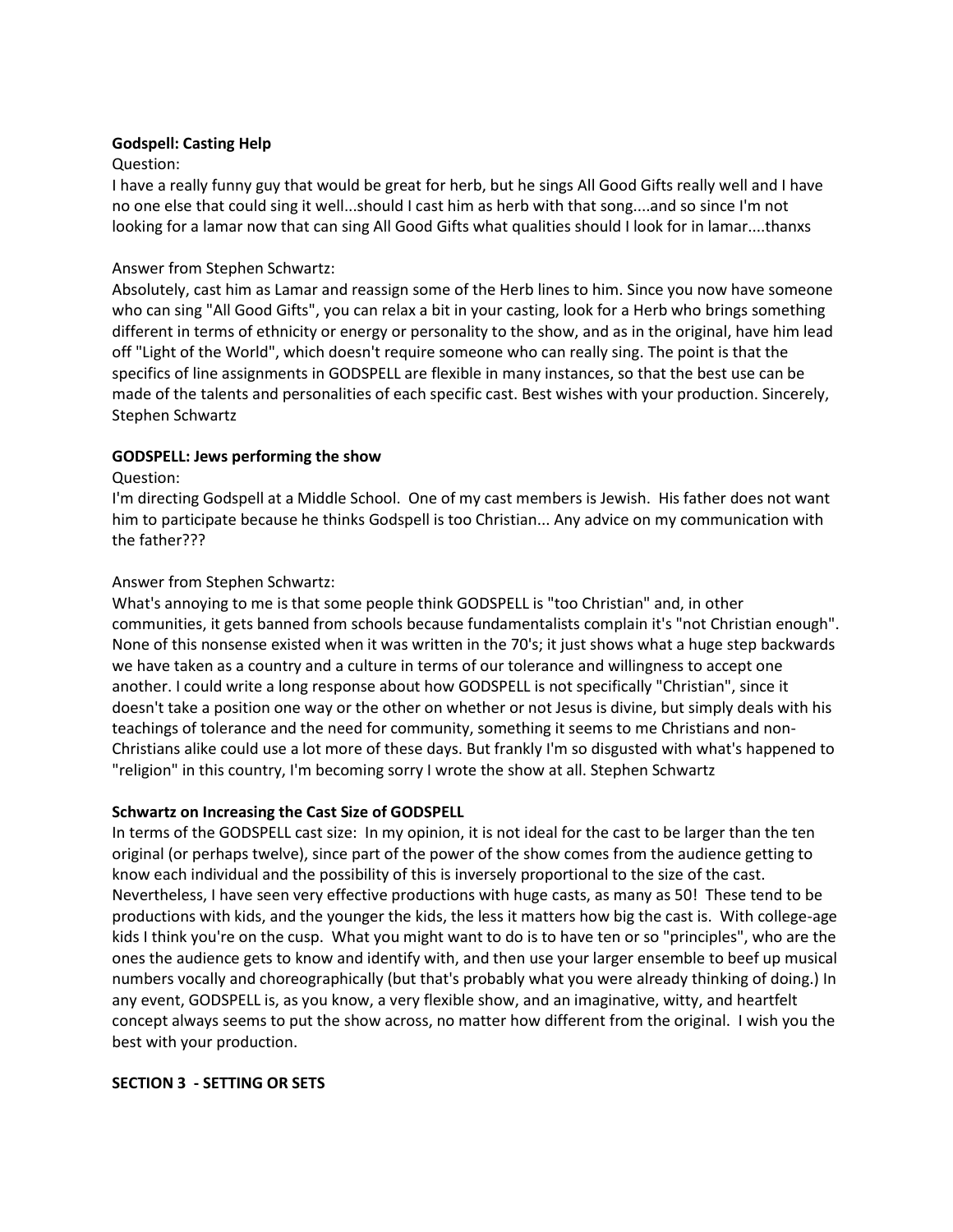**Godspell: Casting Help**

Question:

I have a really funny guy that would be great for herb, but he sings All Good Gifts really well and I have no one else that could sing it well...should I cast him as herb with that song....and so since I'm not looking for a lamar now that can sing All Good Gifts what qualities should I look for in lamar....thanxs

Answer from Stephen Schwartz:

Absolutely, cast him as Lamar and reassign some of the Herb lines to him. Since you now have someone who can sing "All Good Gifts", you can relax a bit in your casting, look for a Herb who brings something different in terms of ethnicity or energy or personality to the show, and as in the original, have him lead off "Light of the World", which doesn't require someone who can really sing. The point is that the specifics of line assignments in GODSPELL are flexible in many instances, so that the best use can be made of the talents and personalities of each specific cast. Best wishes with your production. Sincerely, Stephen Schwartz

**GODSPELL: Jews performing the show**

Question:

I'm directing Godspell at a Middle School. One of my cast members is Jewish. His father does not want him to participate because he thinks Godspell is too Christian... Any advice on my communication with the father???

Answer from Stephen Schwartz:

What's annoying to me is that some people think GODSPELL is "too Christian" and, in other communities, it gets banned from schools because fundamentalists complain it's "not Christian enough". None of this nonsense existed when it was written in the 70's; it just shows what a huge step backwards we have taken as a country and a culture in terms of our tolerance and willingness to accept one another. I could write a long response about how GODSPELL is not specifically "Christian", since it doesn't take a position one way or the other on whether or not Jesus is divine, but simply deals with his teachings of tolerance and the need for community, something it seems to me Christians and non-Christians alike could use a lot more of these days. But frankly I'm so disgusted with what's happened to "religion" in this country, I'm becoming sorry I wrote the show at all. Stephen Schwartz

**Schwartz on Increasing the Cast Size of GODSPELL**

In terms of the GODSPELL cast size: In my opinion, it is not ideal for the cast to be larger than the ten original (or perhaps twelve), since part of the power of the show comes from the audience getting to know each individual and the possibility of this is inversely proportional to the size of the cast. Nevertheless, I have seen very effective productions with huge casts, as many as 50! These tend to be productions with kids, and the younger the kids, the less it matters how big the cast is. With college-age kids I think you're on the cusp. What you might want to do is to have ten or so "principles", who are the ones the audience gets to know and identify with, and then use your larger ensemble to beef up musical numbers vocally and choreographically (but that's probably what you were already thinking of doing.) In any event, GODSPELL is, as you know, a very flexible show, and an imaginative, witty, and heartfelt concept always seems to put the show across, no matter how different from the original. I wish you the best with your production.

**SECTION 3 - SETTING OR SETS**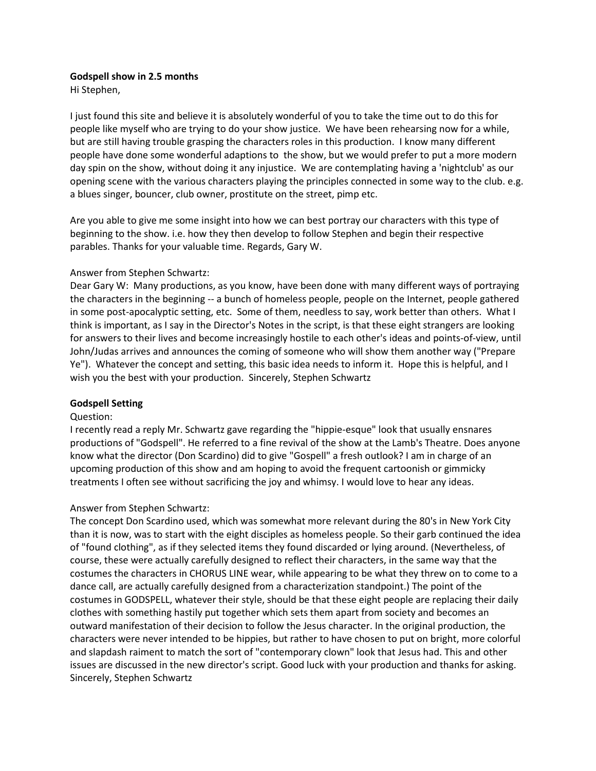**Godspell show in 2.5 months**

Hi Stephen,

I just found this site and believe it is absolutely wonderful of you to take the time out to do this for people like myself who are trying to do your show justice. We have been rehearsing now for a while, but are still having trouble grasping the characters roles in this production. I know many different people have done some wonderful adaptions to the show, but we would prefer to put a more modern day spin on the show, without doing it any injustice. We are contemplating having a 'nightclub' as our opening scene with the various characters playing the principles connected in some way to the club. e.g. a blues singer, bouncer, club owner, prostitute on the street, pimp etc.

Are you able to give me some insight into how we can best portray our characters with this type of beginning to the show. i.e. how they then develop to follow Stephen and begin their respective parables. Thanks for your valuable time. Regards, Gary W.

Answer from Stephen Schwartz:

Dear Gary W: Many productions, as you know, have been done with many different ways of portraying the characters in the beginning -- a bunch of homeless people, people on the Internet, people gathered in some post-apocalyptic setting, etc. Some of them, needless to say, work better than others. What I think is important, as I say in the Director's Notes in the script, is that these eight strangers are looking for answers to their lives and become increasingly hostile to each other's ideas and points-of-view, until John/Judas arrives and announces the coming of someone who will show them another way ("Prepare Ye"). Whatever the concept and setting, this basic idea needs to inform it. Hope this is helpful, and I wish you the best with your production. Sincerely, Stephen Schwartz

**Godspell Setting**

Question:

I recently read a reply Mr. Schwartz gave regarding the "hippie-esque" look that usually ensnares productions of "Godspell". He referred to a fine revival of the show at the Lamb's Theatre. Does anyone know what the director (Don Scardino) did to give "Gospell" a fresh outlook? I am in charge of an upcoming production of this show and am hoping to avoid the frequent cartoonish or gimmicky treatments I often see without sacrificing the joy and whimsy. I would love to hear any ideas.

Answer from Stephen Schwartz:

The concept Don Scardino used, which was somewhat more relevant during the 80's in New York City than it is now, was to start with the eight disciples as homeless people. So their garb continued the idea of "found clothing", as if they selected items they found discarded or lying around. (Nevertheless, of course, these were actually carefully designed to reflect their characters, in the same way that the costumes the characters in CHORUS LINE wear, while appearing to be what they threw on to come to a dance call, are actually carefully designed from a characterization standpoint.) The point of the costumes in GODSPELL, whatever their style, should be that these eight people are replacing their daily clothes with something hastily put together which sets them apart from society and becomes an outward manifestation of their decision to follow the Jesus character. In the original production, the characters were never intended to be hippies, but rather to have chosen to put on bright, more colorful and slapdash raiment to match the sort of "contemporary clown" look that Jesus had. This and other issues are discussed in the new director's script. Good luck with your production and thanks for asking. Sincerely, Stephen Schwartz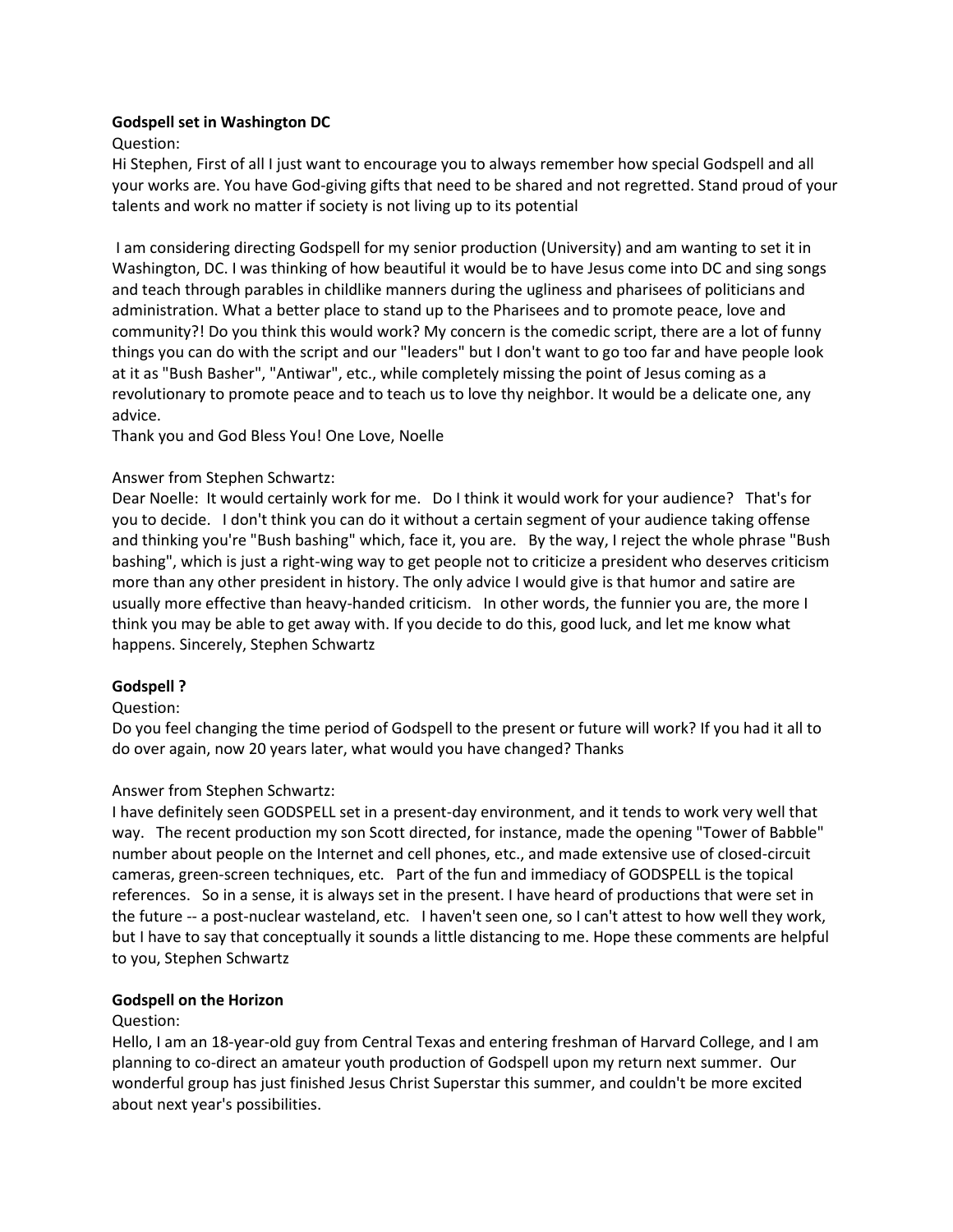**Godspell set in Washington DC**

Question:

Hi Stephen, First of all I just want to encourage you to always remember how special Godspell and all your works are. You have God-giving gifts that need to be shared and not regretted. Stand proud of your talents and work no matter if society is not living up to its potential

I am considering directing Godspell for my senior production (University) and am wanting to set it in Washington, DC. I was thinking of how beautiful it would be to have Jesus come into DC and sing songs and teach through parables in childlike manners during the ugliness and pharisees of politicians and administration. What a better place to stand up to the Pharisees and to promote peace, love and community?! Do you think this would work? My concern is the comedic script, there are a lot of funny things you can do with the script and our "leaders" but I don't want to go too far and have people look at it as "Bush Basher", "Antiwar", etc., while completely missing the point of Jesus coming as a revolutionary to promote peace and to teach us to love thy neighbor. It would be a delicate one, any advice.

Thank you and God Bless You! One Love, Noelle

Answer from Stephen Schwartz:

Dear Noelle: It would certainly work for me. Do I think it would work for your audience? That's for you to decide. I don't think you can do it without a certain segment of your audience taking offense and thinking you're "Bush bashing" which, face it, you are. By the way, I reject the whole phrase "Bush bashing", which is just a right-wing way to get people not to criticize a president who deserves criticism more than any other president in history. The only advice I would give is that humor and satire are usually more effective than heavy-handed criticism. In other words, the funnier you are, the more I think you may be able to get away with. If you decide to do this, good luck, and let me know what happens. Sincerely, Stephen Schwartz

**Godspell ?**

Question:

Do you feel changing the time period of Godspell to the present or future will work? If you had it all to do over again, now 20 years later, what would you have changed? Thanks

Answer from Stephen Schwartz:

I have definitely seen GODSPELL set in a present-day environment, and it tends to work very well that way. The recent production my son Scott directed, for instance, made the opening "Tower of Babble" number about people on the Internet and cell phones, etc., and made extensive use of closed-circuit cameras, green-screen techniques, etc. Part of the fun and immediacy of GODSPELL is the topical references. So in a sense, it is always set in the present. I have heard of productions that were set in the future -- a post-nuclear wasteland, etc. I haven't seen one, so I can't attest to how well they work, but I have to say that conceptually it sounds a little distancing to me. Hope these comments are helpful to you, Stephen Schwartz

**Godspell on the Horizon**

Question:

Hello, I am an 18-year-old guy from Central Texas and entering freshman of Harvard College, and I am planning to co-direct an amateur youth production of Godspell upon my return next summer. Our wonderful group has just finished Jesus Christ Superstar this summer, and couldn't be more excited about next year's possibilities.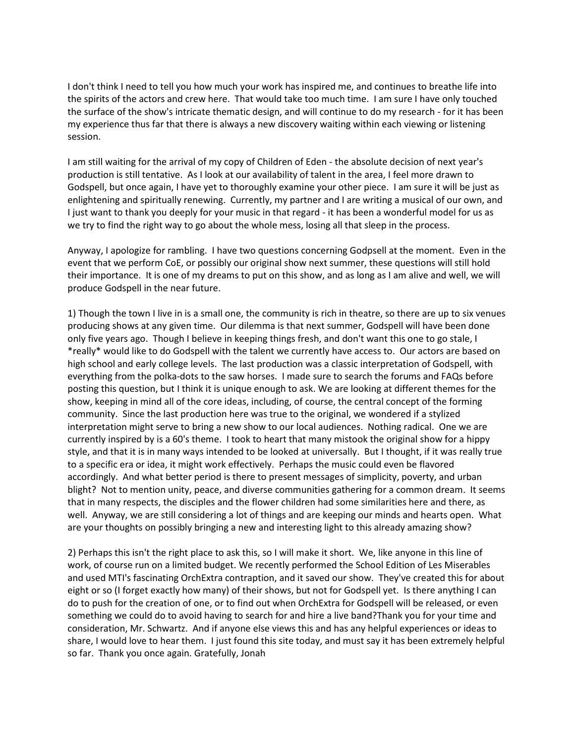I don't think I need to tell you how much your work has inspired me, and continues to breathe life into the spirits of the actors and crew here. That would take too much time. I am sure I have only touched the surface of the show's intricate thematic design, and will continue to do my research - for it has been my experience thus far that there is always a new discovery waiting within each viewing or listening session.

I am still waiting for the arrival of my copy of Children of Eden - the absolute decision of next year's production is still tentative. As I look at our availability of talent in the area, I feel more drawn to Godspell, but once again, I have yet to thoroughly examine your other piece. I am sure it will be just as enlightening and spiritually renewing. Currently, my partner and I are writing a musical of our own, and I just want to thank you deeply for your music in that regard - it has been a wonderful model for us as we try to find the right way to go about the whole mess, losing all that sleep in the process.

Anyway, I apologize for rambling. I have two questions concerning Godpsell at the moment. Even in the event that we perform CoE, or possibly our original show next summer, these questions will still hold their importance. It is one of my dreams to put on this show, and as long as I am alive and well, we will produce Godspell in the near future.

1) Though the town I live in is a small one, the community is rich in theatre, so there are up to six venues producing shows at any given time. Our dilemma is that next summer, Godspell will have been done only five years ago. Though I believe in keeping things fresh, and don't want this one to go stale, I *really* would like to do Godspell with the talent we currently have access to. Our actors are based on high school and early college levels. The last production was a classic interpretation of Godspell, with everything from the polka-dots to the saw horses. I made sure to search the forums and FAQs before posting this question, but I think it is unique enough to ask. We are looking at different themes for the show, keeping in mind all of the core ideas, including, of course, the central concept of the forming community. Since the last production here was true to the original, we wondered if a stylized interpretation might serve to bring a new show to our local audiences. Nothing radical. One we are currently inspired by is a 60's theme. I took to heart that many mistook the original show for a hippy style, and that it is in many ways intended to be looked at universally. But I thought, if it was really true to a specific era or idea, it might work effectively. Perhaps the music could even be flavored accordingly. And what better period is there to present messages of simplicity, poverty, and urban blight? Not to mention unity, peace, and diverse communities gathering for a common dream. It seems that in many respects, the disciples and the flower children had some similarities here and there, as well. Anyway, we are still considering a lot of things and are keeping our minds and hearts open. What are your thoughts on possibly bringing a new and interesting light to this already amazing show?

2) Perhaps this isn't the right place to ask this, so I will make it short. We, like anyone in this line of work, of course run on a limited budget. We recently performed the School Edition of Les Miserables and used MTI's fascinating OrchExtra contraption, and it saved our show. They've created this for about eight or so (I forget exactly how many) of their shows, but not for Godspell yet. Is there anything I can do to push for the creation of one, or to find out when OrchExtra for Godspell will be released, or even something we could do to avoid having to search for and hire a live band?Thank you for your time and consideration, Mr. Schwartz. And if anyone else views this and has any helpful experiences or ideas to share, I would love to hear them. I just found this site today, and must say it has been extremely helpful so far. Thank you once again. Gratefully, Jonah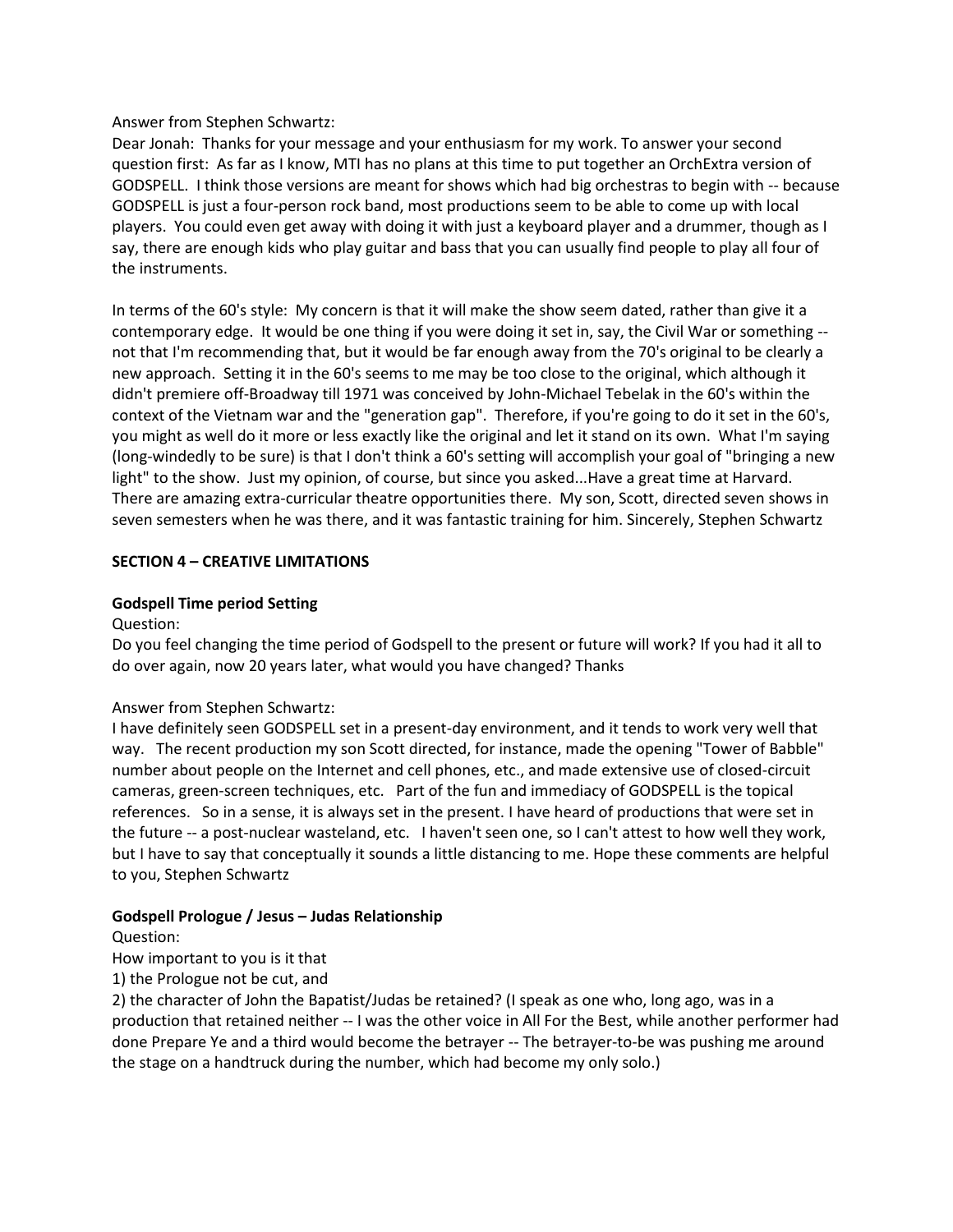Answer from Stephen Schwartz:

Dear Jonah: Thanks for your message and your enthusiasm for my work. To answer your second question first: As far as I know, MTI has no plans at this time to put together an OrchExtra version of GODSPELL. I think those versions are meant for shows which had big orchestras to begin with -- because GODSPELL is just a four-person rock band, most productions seem to be able to come up with local players. You could even get away with doing it with just a keyboard player and a drummer, though as I say, there are enough kids who play guitar and bass that you can usually find people to play all four of the instruments.

In terms of the 60's style: My concern is that it will make the show seem dated, rather than give it a contemporary edge. It would be one thing if you were doing it set in, say, the Civil War or something -- not that I'm recommending that, but it would be far enough away from the 70's original to be clearly a new approach. Setting it in the 60's seems to me may be too close to the original, which although it didn't premiere off-Broadway till 1971 was conceived by John-Michael Tebelak in the 60's within the context of the Vietnam war and the "generation gap". Therefore, if you're going to do it set in the 60's, you might as well do it more or less exactly like the original and let it stand on its own. What I'm saying (long-windedly to be sure) is that I don't think a 60's setting will accomplish your goal of "bringing a new light" to the show. Just my opinion, of course, but since you asked...Have a great time at Harvard. There are amazing extra-curricular theatre opportunities there. My son, Scott, directed seven shows in seven semesters when he was there, and it was fantastic training for him. Sincerely, Stephen Schwartz

## SECTION 4 – CREATIVE LIMITATIONS

### Godspell Time period Setting

Question:

Do you feel changing the time period of Godspell to the present or future will work? If you had it all to do over again, now 20 years later, what would you have changed? Thanks

Answer from Stephen Schwartz:

I have definitely seen GODSPELL set in a present-day environment, and it tends to work very well that way. The recent production my son Scott directed, for instance, made the opening "Tower of Babble" number about people on the Internet and cell phones, etc., and made extensive use of closed-circuit cameras, green-screen techniques, etc. Part of the fun and immediacy of GODSPELL is the topical references. So in a sense, it is always set in the present. I have heard of productions that were set in the future -- a post-nuclear wasteland, etc. I haven't seen one, so I can't attest to how well they work, but I have to say that conceptually it sounds a little distancing to me. Hope these comments are helpful to you, Stephen Schwartz

### Godspell Prologue / Jesus – Judas Relationship

Question:

How important to you is it that

1) the Prologue not be cut, and

2) the character of John the Bapatist/Judas be retained? (I speak as one who, long ago, was in a production that retained neither -- I was the other voice in All For the Best, while another performer had done Prepare Ye and a third would become the betrayer -- The betrayer-to-be was pushing me around the stage on a handtruck during the number, which had become my only solo.)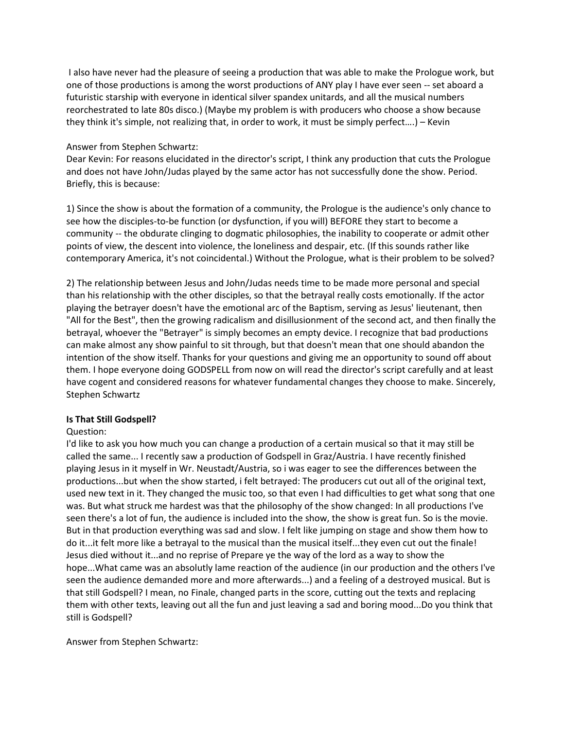I also have never had the pleasure of seeing a production that was able to make the Prologue work, but one of those productions is among the worst productions of ANY play I have ever seen -- set aboard a futuristic starship with everyone in identical silver spandex unitards, and all the musical numbers reorchestrated to late 80s disco.) (Maybe my problem is with producers who choose a show because they think it's simple, not realizing that, in order to work, it must be simply perfect….) – Kevin

Answer from Stephen Schwartz:
Dear Kevin: For reasons elucidated in the director's script, I think any production that cuts the Prologue and does not have John/Judas played by the same actor has not successfully done the show. Period. Briefly, this is because:

1) Since the show is about the formation of a community, the Prologue is the audience's only chance to see how the disciples-to-be function (or dysfunction, if you will) BEFORE they start to become a community -- the obdurate clinging to dogmatic philosophies, the inability to cooperate or admit other points of view, the descent into violence, the loneliness and despair, etc. (If this sounds rather like contemporary America, it's not coincidental.) Without the Prologue, what is their problem to be solved?

2) The relationship between Jesus and John/Judas needs time to be made more personal and special than his relationship with the other disciples, so that the betrayal really costs emotionally. If the actor playing the betrayer doesn't have the emotional arc of the Baptism, serving as Jesus' lieutenant, then "All for the Best", then the growing radicalism and disillusionment of the second act, and then finally the betrayal, whoever the "Betrayer" is simply becomes an empty device. I recognize that bad productions can make almost any show painful to sit through, but that doesn't mean that one should abandon the intention of the show itself. Thanks for your questions and giving me an opportunity to sound off about them. I hope everyone doing GODSPELL from now on will read the director's script carefully and at least have cogent and considered reasons for whatever fundamental changes they choose to make. Sincerely, Stephen Schwartz

**Is That Still Godspell?**

Question:
I'd like to ask you how much you can change a production of a certain musical so that it may still be called the same... I recently saw a production of Godspell in Graz/Austria. I have recently finished playing Jesus in it myself in Wr. Neustadt/Austria, so i was eager to see the differences between the productions...but when the show started, i felt betrayed: The producers cut out all of the original text, used new text in it. They changed the music too, so that even I had difficulties to get what song that one was. But what struck me hardest was that the philosophy of the show changed: In all productions I've seen there's a lot of fun, the audience is included into the show, the show is great fun. So is the movie. But in that production everything was sad and slow. I felt like jumping on stage and show them how to do it...it felt more like a betrayal to the musical than the musical itself...they even cut out the finale! Jesus died without it...and no reprise of Prepare ye the way of the lord as a way to show the hope...What came was an absolutly lame reaction of the audience (in our production and the others I've seen the audience demanded more and more afterwards...) and a feeling of a destroyed musical. But is that still Godspell? I mean, no Finale, changed parts in the score, cutting out the texts and replacing them with other texts, leaving out all the fun and just leaving a sad and boring mood...Do you think that still is Godspell?

Answer from Stephen Schwartz: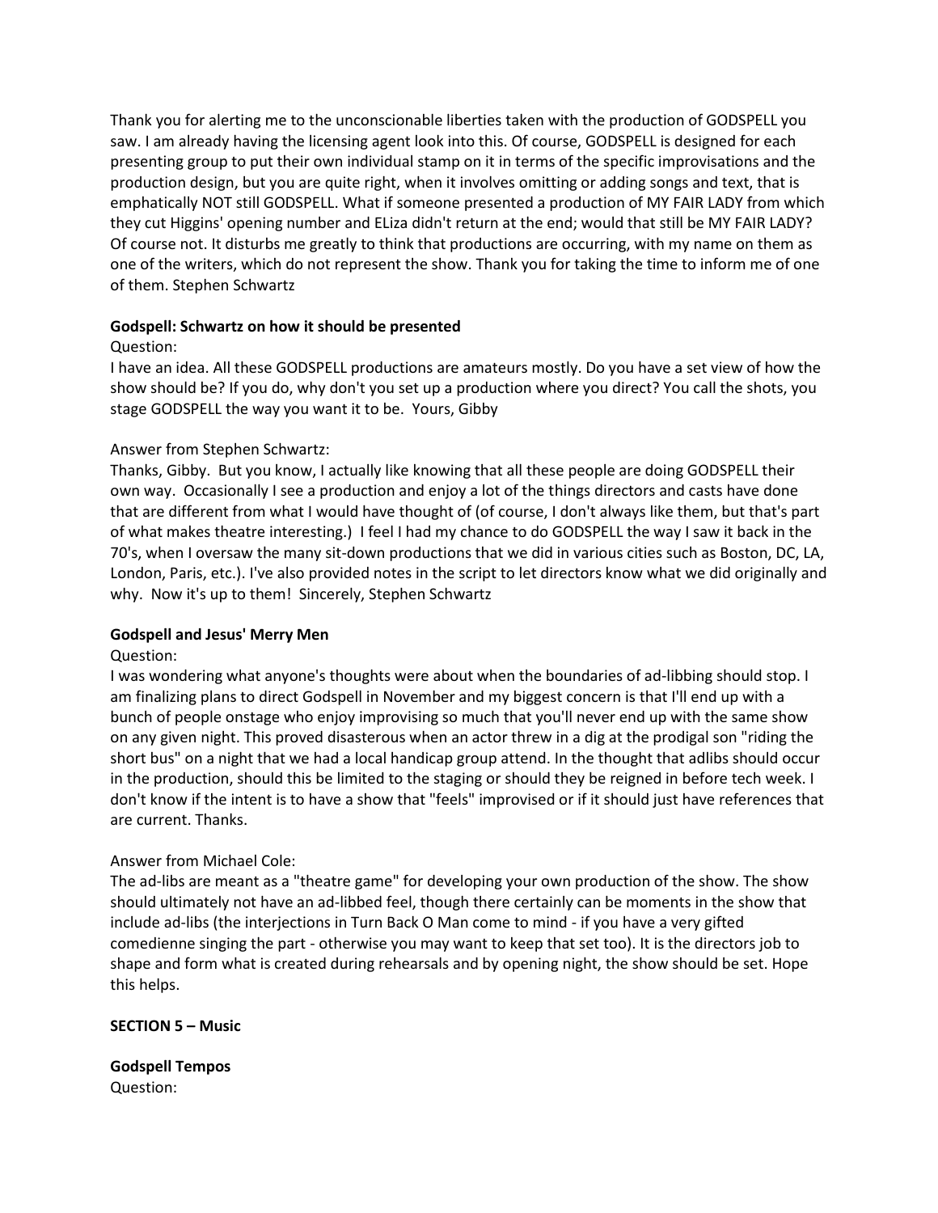Thank you for alerting me to the unconscionable liberties taken with the production of GODSPELL you saw. I am already having the licensing agent look into this. Of course, GODSPELL is designed for each presenting group to put their own individual stamp on it in terms of the specific improvisations and the production design, but you are quite right, when it involves omitting or adding songs and text, that is emphatically NOT still GODSPELL. What if someone presented a production of MY FAIR LADY from which they cut Higgins' opening number and ELiza didn't return at the end; would that still be MY FAIR LADY? Of course not. It disturbs me greatly to think that productions are occurring, with my name on them as one of the writers, which do not represent the show. Thank you for taking the time to inform me of one of them. Stephen Schwartz

**Godspell: Schwartz on how it should be presented**

Question:
I have an idea. All these GODSPELL productions are amateurs mostly. Do you have a set view of how the show should be? If you do, why don't you set up a production where you direct? You call the shots, you stage GODSPELL the way you want it to be. Yours, Gibby

Answer from Stephen Schwartz:
Thanks, Gibby. But you know, I actually like knowing that all these people are doing GODSPELL their own way. Occasionally I see a production and enjoy a lot of the things directors and casts have done that are different from what I would have thought of (of course, I don't always like them, but that's part of what makes theatre interesting.) I feel I had my chance to do GODSPELL the way I saw it back in the 70's, when I oversaw the many sit-down productions that we did in various cities such as Boston, DC, LA, London, Paris, etc.). I've also provided notes in the script to let directors know what we did originally and why. Now it's up to them! Sincerely, Stephen Schwartz

**Godspell and Jesus' Merry Men**

Question:
I was wondering what anyone's thoughts were about when the boundaries of ad-libbing should stop. I am finalizing plans to direct Godspell in November and my biggest concern is that I'll end up with a bunch of people onstage who enjoy improvising so much that you'll never end up with the same show on any given night. This proved disasterous when an actor threw in a dig at the prodigal son "riding the short bus" on a night that we had a local handicap group attend. In the thought that adlibs should occur in the production, should this be limited to the staging or should they be reigned in before tech week. I don't know if the intent is to have a show that "feels" improvised or if it should just have references that are current. Thanks.

Answer from Michael Cole:
The ad-libs are meant as a "theatre game" for developing your own production of the show. The show should ultimately not have an ad-libbed feel, though there certainly can be moments in the show that include ad-libs (the interjections in Turn Back O Man come to mind - if you have a very gifted comedienne singing the part - otherwise you may want to keep that set too). It is the directors job to shape and form what is created during rehearsals and by opening night, the show should be set. Hope this helps.

## SECTION 5 – Music

**Godspell Tempos**

Question: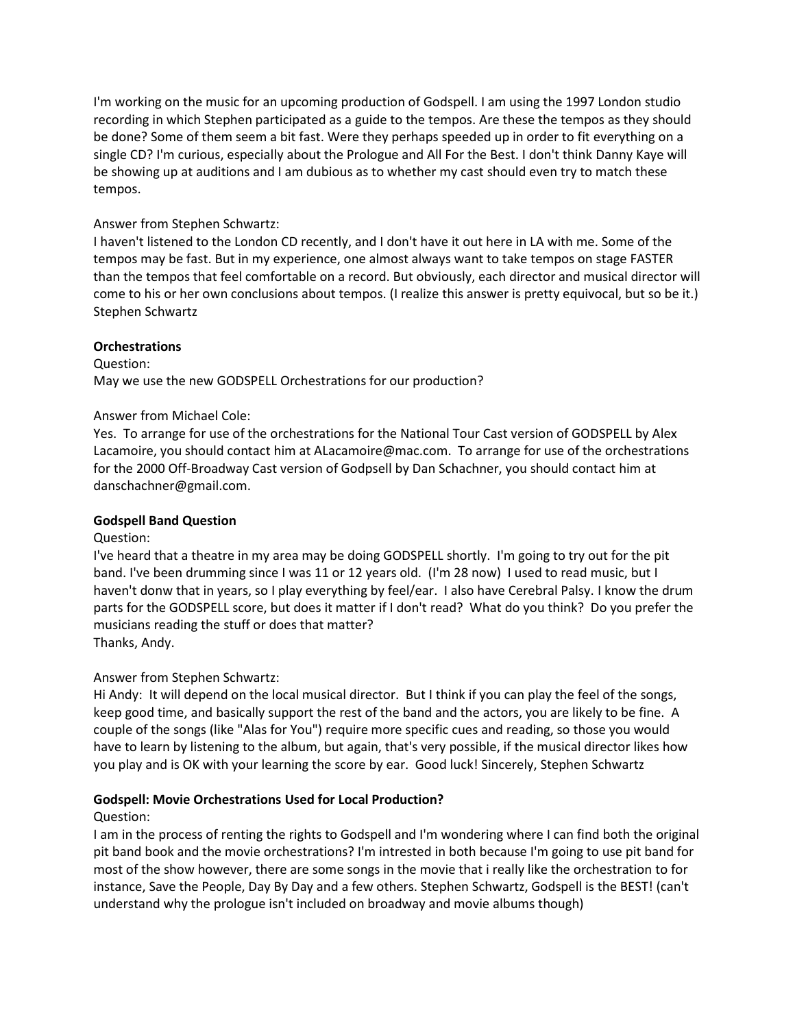I'm working on the music for an upcoming production of Godspell. I am using the 1997 London studio recording in which Stephen participated as a guide to the tempos. Are these the tempos as they should be done? Some of them seem a bit fast. Were they perhaps speeded up in order to fit everything on a single CD? I'm curious, especially about the Prologue and All For the Best. I don't think Danny Kaye will be showing up at auditions and I am dubious as to whether my cast should even try to match these tempos.

Answer from Stephen Schwartz:
I haven't listened to the London CD recently, and I don't have it out here in LA with me. Some of the tempos may be fast. But in my experience, one almost always want to take tempos on stage FASTER than the tempos that feel comfortable on a record. But obviously, each director and musical director will come to his or her own conclusions about tempos. (I realize this answer is pretty equivocal, but so be it.) Stephen Schwartz

**Orchestrations**

Question:
May we use the new GODSPELL Orchestrations for our production?

Answer from Michael Cole:
Yes. To arrange for use of the orchestrations for the National Tour Cast version of GODSPELL by Alex Lacamoire, you should contact him at ALacamoire@mac.com. To arrange for use of the orchestrations for the 2000 Off-Broadway Cast version of Godpsell by Dan Schachner, you should contact him at danschachner@gmail.com.

**Godspell Band Question**

Question:
I've heard that a theatre in my area may be doing GODSPELL shortly. I'm going to try out for the pit band. I've been drumming since I was 11 or 12 years old. (I'm 28 now) I used to read music, but I haven't donw that in years, so I play everything by feel/ear. I also have Cerebral Palsy. I know the drum parts for the GODSPELL score, but does it matter if I don't read? What do you think? Do you prefer the musicians reading the stuff or does that matter?
Thanks, Andy.

Answer from Stephen Schwartz:
Hi Andy: It will depend on the local musical director. But I think if you can play the feel of the songs, keep good time, and basically support the rest of the band and the actors, you are likely to be fine. A couple of the songs (like "Alas for You") require more specific cues and reading, so those you would have to learn by listening to the album, but again, that's very possible, if the musical director likes how you play and is OK with your learning the score by ear. Good luck! Sincerely, Stephen Schwartz

**Godspell: Movie Orchestrations Used for Local Production?**

Question:
I am in the process of renting the rights to Godspell and I'm wondering where I can find both the original pit band book and the movie orchestrations? I'm intrested in both because I'm going to use pit band for most of the show however, there are some songs in the movie that i really like the orchestration to for instance, Save the People, Day By Day and a few others. Stephen Schwartz, Godspell is the BEST! (can't understand why the prologue isn't included on broadway and movie albums though)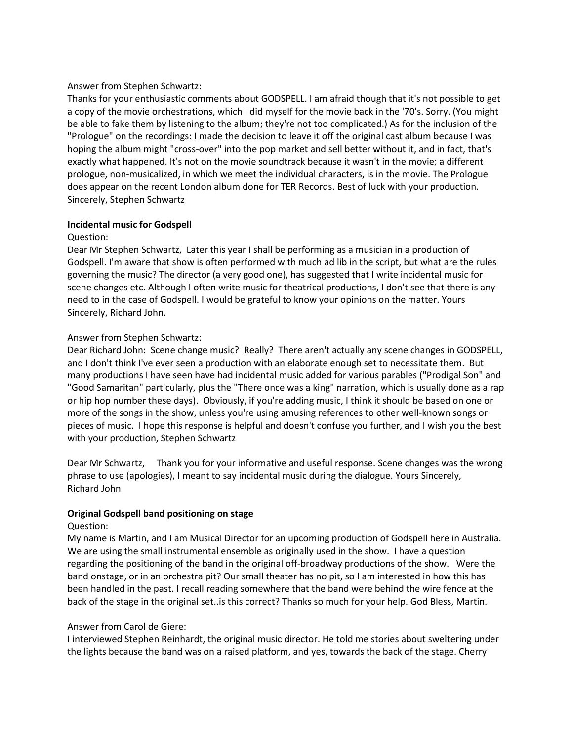Answer from Stephen Schwartz:
Thanks for your enthusiastic comments about GODSPELL. I am afraid though that it's not possible to get a copy of the movie orchestrations, which I did myself for the movie back in the '70's. Sorry. (You might be able to fake them by listening to the album; they're not too complicated.) As for the inclusion of the "Prologue" on the recordings: I made the decision to leave it off the original cast album because I was hoping the album might "cross-over" into the pop market and sell better without it, and in fact, that's exactly what happened. It's not on the movie soundtrack because it wasn't in the movie; a different prologue, non-musicalized, in which we meet the individual characters, is in the movie. The Prologue does appear on the recent London album done for TER Records. Best of luck with your production. Sincerely, Stephen Schwartz

**Incidental music for Godspell**

Question:
Dear Mr Stephen Schwartz, Later this year I shall be performing as a musician in a production of Godspell. I'm aware that show is often performed with much ad lib in the script, but what are the rules governing the music? The director (a very good one), has suggested that I write incidental music for scene changes etc. Although I often write music for theatrical productions, I don't see that there is any need to in the case of Godspell. I would be grateful to know your opinions on the matter. Yours Sincerely, Richard John.

Answer from Stephen Schwartz:
Dear Richard John: Scene change music? Really? There aren't actually any scene changes in GODSPELL, and I don't think I've ever seen a production with an elaborate enough set to necessitate them. But many productions I have seen have had incidental music added for various parables ("Prodigal Son" and "Good Samaritan" particularly, plus the "There once was a king" narration, which is usually done as a rap or hip hop number these days). Obviously, if you're adding music, I think it should be based on one or more of the songs in the show, unless you're using amusing references to other well-known songs or pieces of music. I hope this response is helpful and doesn't confuse you further, and I wish you the best with your production, Stephen Schwartz

Dear Mr Schwartz, Thank you for your informative and useful response. Scene changes was the wrong phrase to use (apologies), I meant to say incidental music during the dialogue. Yours Sincerely, Richard John

**Original Godspell band positioning on stage**

Question:
My name is Martin, and I am Musical Director for an upcoming production of Godspell here in Australia. We are using the small instrumental ensemble as originally used in the show. I have a question regarding the positioning of the band in the original off-broadway productions of the show. Were the band onstage, or in an orchestra pit? Our small theater has no pit, so I am interested in how this has been handled in the past. I recall reading somewhere that the band were behind the wire fence at the back of the stage in the original set..is this correct? Thanks so much for your help. God Bless, Martin.

Answer from Carol de Giere:
I interviewed Stephen Reinhardt, the original music director. He told me stories about sweltering under the lights because the band was on a raised platform, and yes, towards the back of the stage. Cherry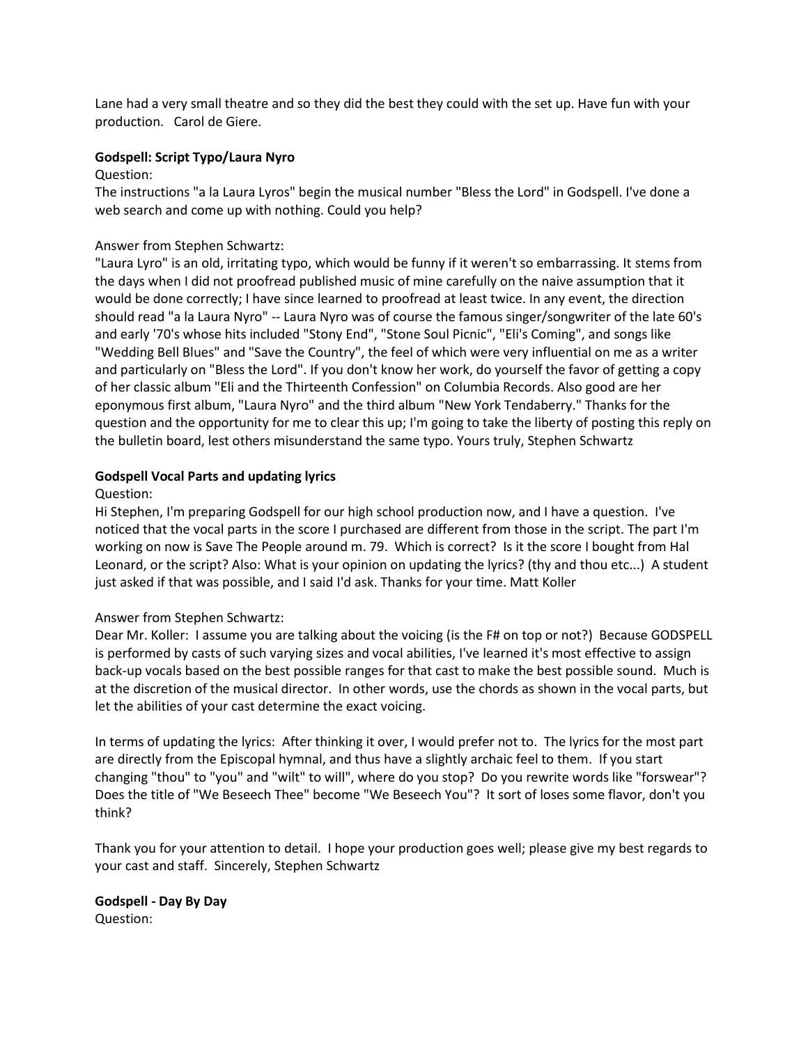Lane had a very small theatre and so they did the best they could with the set up. Have fun with your production. Carol de Giere.

**Godspell: Script Typo/Laura Nyro**

Question:

The instructions "a la Laura Lyros" begin the musical number "Bless the Lord" in Godspell. I've done a web search and come up with nothing. Could you help?

Answer from Stephen Schwartz:

"Laura Lyro" is an old, irritating typo, which would be funny if it weren't so embarrassing. It stems from the days when I did not proofread published music of mine carefully on the naive assumption that it would be done correctly; I have since learned to proofread at least twice. In any event, the direction should read "a la Laura Nyro" -- Laura Nyro was of course the famous singer/songwriter of the late 60's and early '70's whose hits included "Stony End", "Stone Soul Picnic", "Eli's Coming", and songs like "Wedding Bell Blues" and "Save the Country", the feel of which were very influential on me as a writer and particularly on "Bless the Lord". If you don't know her work, do yourself the favor of getting a copy of her classic album "Eli and the Thirteenth Confession" on Columbia Records. Also good are her eponymous first album, "Laura Nyro" and the third album "New York Tendaberry." Thanks for the question and the opportunity for me to clear this up; I'm going to take the liberty of posting this reply on the bulletin board, lest others misunderstand the same typo. Yours truly, Stephen Schwartz

**Godspell Vocal Parts and updating lyrics**

Question:

Hi Stephen, I'm preparing Godspell for our high school production now, and I have a question. I've noticed that the vocal parts in the score I purchased are different from those in the script. The part I'm working on now is Save The People around m. 79. Which is correct? Is it the score I bought from Hal Leonard, or the script? Also: What is your opinion on updating the lyrics? (thy and thou etc...) A student just asked if that was possible, and I said I'd ask. Thanks for your time. Matt Koller

Answer from Stephen Schwartz:

Dear Mr. Koller: I assume you are talking about the voicing (is the F# on top or not?) Because GODSPELL is performed by casts of such varying sizes and vocal abilities, I've learned it's most effective to assign back-up vocals based on the best possible ranges for that cast to make the best possible sound. Much is at the discretion of the musical director. In other words, use the chords as shown in the vocal parts, but let the abilities of your cast determine the exact voicing.

In terms of updating the lyrics: After thinking it over, I would prefer not to. The lyrics for the most part are directly from the Episcopal hymnal, and thus have a slightly archaic feel to them. If you start changing "thou" to "you" and "wilt" to will", where do you stop? Do you rewrite words like "forswear"? Does the title of "We Beseech Thee" become "We Beseech You"? It sort of loses some flavor, don't you think?

Thank you for your attention to detail. I hope your production goes well; please give my best regards to your cast and staff. Sincerely, Stephen Schwartz

**Godspell - Day By Day**

Question: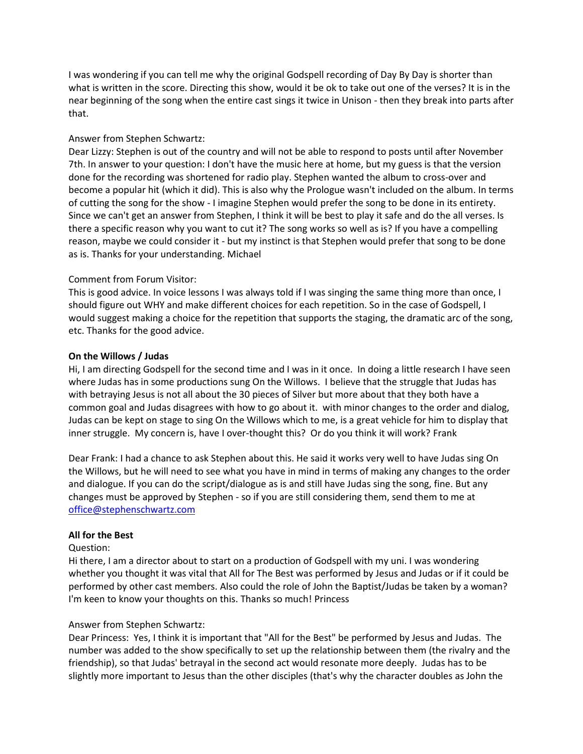I was wondering if you can tell me why the original Godspell recording of Day By Day is shorter than what is written in the score. Directing this show, would it be ok to take out one of the verses? It is in the near beginning of the song when the entire cast sings it twice in Unison - then they break into parts after that.

Answer from Stephen Schwartz:
Dear Lizzy: Stephen is out of the country and will not be able to respond to posts until after November 7th. In answer to your question: I don't have the music here at home, but my guess is that the version done for the recording was shortened for radio play. Stephen wanted the album to cross-over and become a popular hit (which it did). This is also why the Prologue wasn't included on the album. In terms of cutting the song for the show - I imagine Stephen would prefer the song to be done in its entirety. Since we can't get an answer from Stephen, I think it will be best to play it safe and do the all verses. Is there a specific reason why you want to cut it? The song works so well as is? If you have a compelling reason, maybe we could consider it - but my instinct is that Stephen would prefer that song to be done as is. Thanks for your understanding. Michael

Comment from Forum Visitor:
This is good advice. In voice lessons I was always told if I was singing the same thing more than once, I should figure out WHY and make different choices for each repetition. So in the case of Godspell, I would suggest making a choice for the repetition that supports the staging, the dramatic arc of the song, etc. Thanks for the good advice.

**On the Willows / Judas**

Hi, I am directing Godspell for the second time and I was in it once. In doing a little research I have seen where Judas has in some productions sung On the Willows. I believe that the struggle that Judas has with betraying Jesus is not all about the 30 pieces of Silver but more about that they both have a common goal and Judas disagrees with how to go about it. with minor changes to the order and dialog, Judas can be kept on stage to sing On the Willows which to me, is a great vehicle for him to display that inner struggle. My concern is, have I over-thought this? Or do you think it will work? Frank

Dear Frank: I had a chance to ask Stephen about this. He said it works very well to have Judas sing On the Willows, but he will need to see what you have in mind in terms of making any changes to the order and dialogue. If you can do the script/dialogue as is and still have Judas sing the song, fine. But any changes must be approved by Stephen - so if you are still considering them, send them to me at office@stephenschwartz.com

**All for the Best**

Question:
Hi there, I am a director about to start on a production of Godspell with my uni. I was wondering whether you thought it was vital that All for The Best was performed by Jesus and Judas or if it could be performed by other cast members. Also could the role of John the Baptist/Judas be taken by a woman? I'm keen to know your thoughts on this. Thanks so much! Princess

Answer from Stephen Schwartz:
Dear Princess: Yes, I think it is important that "All for the Best" be performed by Jesus and Judas. The number was added to the show specifically to set up the relationship between them (the rivalry and the friendship), so that Judas' betrayal in the second act would resonate more deeply. Judas has to be slightly more important to Jesus than the other disciples (that's why the character doubles as John the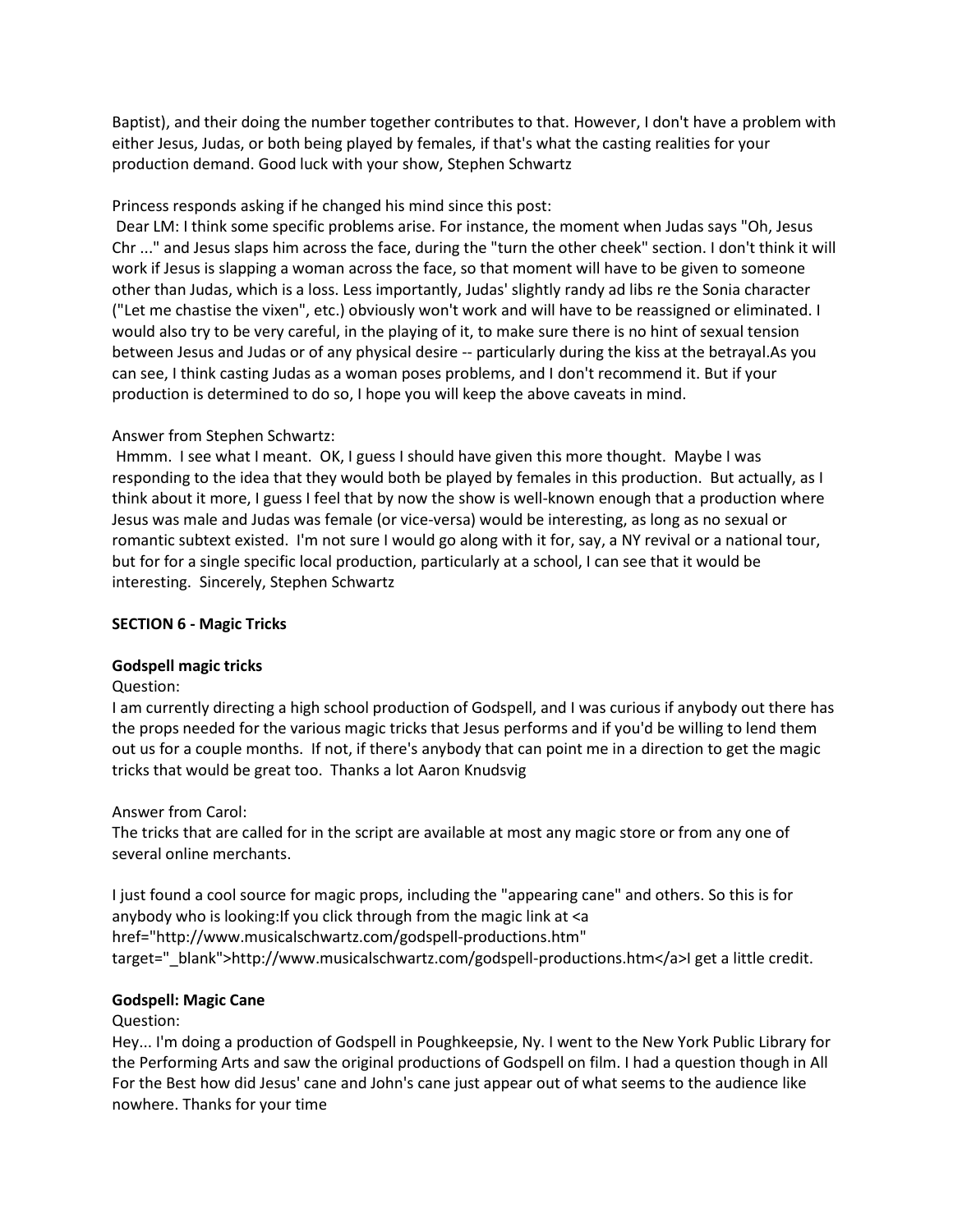Baptist), and their doing the number together contributes to that. However, I don't have a problem with either Jesus, Judas, or both being played by females, if that's what the casting realities for your production demand. Good luck with your show, Stephen Schwartz

Princess responds asking if he changed his mind since this post:

Dear LM: I think some specific problems arise. For instance, the moment when Judas says "Oh, Jesus Chr ..." and Jesus slaps him across the face, during the "turn the other cheek" section. I don't think it will work if Jesus is slapping a woman across the face, so that moment will have to be given to someone other than Judas, which is a loss. Less importantly, Judas' slightly randy ad libs re the Sonia character ("Let me chastise the vixen", etc.) obviously won't work and will have to be reassigned or eliminated. I would also try to be very careful, in the playing of it, to make sure there is no hint of sexual tension between Jesus and Judas or of any physical desire -- particularly during the kiss at the betrayal.As you can see, I think casting Judas as a woman poses problems, and I don't recommend it. But if your production is determined to do so, I hope you will keep the above caveats in mind.

Answer from Stephen Schwartz:

Hmmm. I see what I meant. OK, I guess I should have given this more thought. Maybe I was responding to the idea that they would both be played by females in this production. But actually, as I think about it more, I guess I feel that by now the show is well-known enough that a production where Jesus was male and Judas was female (or vice-versa) would be interesting, as long as no sexual or romantic subtext existed. I'm not sure I would go along with it for, say, a NY revival or a national tour, but for for a single specific local production, particularly at a school, I can see that it would be interesting. Sincerely, Stephen Schwartz

**SECTION 6 - Magic Tricks**

**Godspell magic tricks**

Question:

I am currently directing a high school production of Godspell, and I was curious if anybody out there has the props needed for the various magic tricks that Jesus performs and if you'd be willing to lend them out us for a couple months. If not, if there's anybody that can point me in a direction to get the magic tricks that would be great too. Thanks a lot Aaron Knudsvig

Answer from Carol:

The tricks that are called for in the script are available at most any magic store or from any one of several online merchants.

I just found a cool source for magic props, including the "appearing cane" and others. So this is for anybody who is looking:If you click through from the magic link at <a href="http://www.musicalschwartz.com/godspell-productions.htm" target="_blank">http://www.musicalschwartz.com/godspell-productions.htm</a>I get a little credit.

**Godspell: Magic Cane**

Question:

Hey... I'm doing a production of Godspell in Poughkeepsie, Ny. I went to the New York Public Library for the Performing Arts and saw the original productions of Godspell on film. I had a question though in All For the Best how did Jesus' cane and John's cane just appear out of what seems to the audience like nowhere. Thanks for your time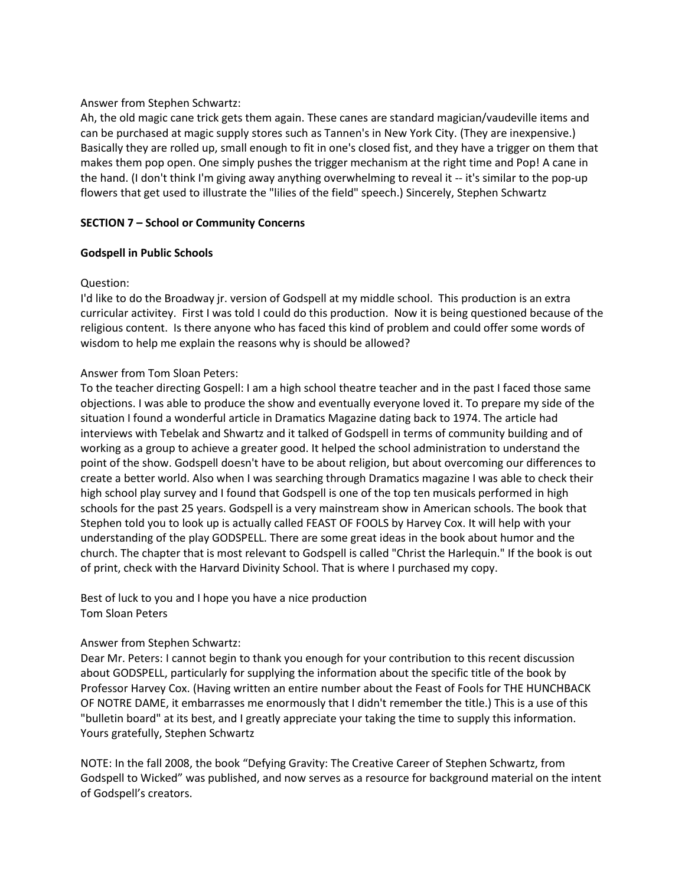Answer from Stephen Schwartz:
Ah, the old magic cane trick gets them again. These canes are standard magician/vaudeville items and can be purchased at magic supply stores such as Tannen's in New York City. (They are inexpensive.) Basically they are rolled up, small enough to fit in one's closed fist, and they have a trigger on them that makes them pop open. One simply pushes the trigger mechanism at the right time and Pop! A cane in the hand. (I don't think I'm giving away anything overwhelming to reveal it -- it's similar to the pop-up flowers that get used to illustrate the "lilies of the field" speech.) Sincerely, Stephen Schwartz

## SECTION 7 – School or Community Concerns

### Godspell in Public Schools

Question:
I'd like to do the Broadway jr. version of Godspell at my middle school. This production is an extra curricular activitey. First I was told I could do this production. Now it is being questioned because of the religious content. Is there anyone who has faced this kind of problem and could offer some words of wisdom to help me explain the reasons why is should be allowed?

Answer from Tom Sloan Peters:
To the teacher directing Gospell: I am a high school theatre teacher and in the past I faced those same objections. I was able to produce the show and eventually everyone loved it. To prepare my side of the situation I found a wonderful article in Dramatics Magazine dating back to 1974. The article had interviews with Tebelak and Shwartz and it talked of Godspell in terms of community building and of working as a group to achieve a greater good. It helped the school administration to understand the point of the show. Godspell doesn't have to be about religion, but about overcoming our differences to create a better world. Also when I was searching through Dramatics magazine I was able to check their high school play survey and I found that Godspell is one of the top ten musicals performed in high schools for the past 25 years. Godspell is a very mainstream show in American schools. The book that Stephen told you to look up is actually called FEAST OF FOOLS by Harvey Cox. It will help with your understanding of the play GODSPELL. There are some great ideas in the book about humor and the church. The chapter that is most relevant to Godspell is called "Christ the Harlequin." If the book is out of print, check with the Harvard Divinity School. That is where I purchased my copy.

Best of luck to you and I hope you have a nice production
Tom Sloan Peters

Answer from Stephen Schwartz:
Dear Mr. Peters: I cannot begin to thank you enough for your contribution to this recent discussion about GODSPELL, particularly for supplying the information about the specific title of the book by Professor Harvey Cox. (Having written an entire number about the Feast of Fools for THE HUNCHBACK OF NOTRE DAME, it embarrasses me enormously that I didn't remember the title.) This is a use of this "bulletin board" at its best, and I greatly appreciate your taking the time to supply this information. Yours gratefully, Stephen Schwartz

NOTE: In the fall 2008, the book "Defying Gravity: The Creative Career of Stephen Schwartz, from Godspell to Wicked" was published, and now serves as a resource for background material on the intent of Godspell's creators.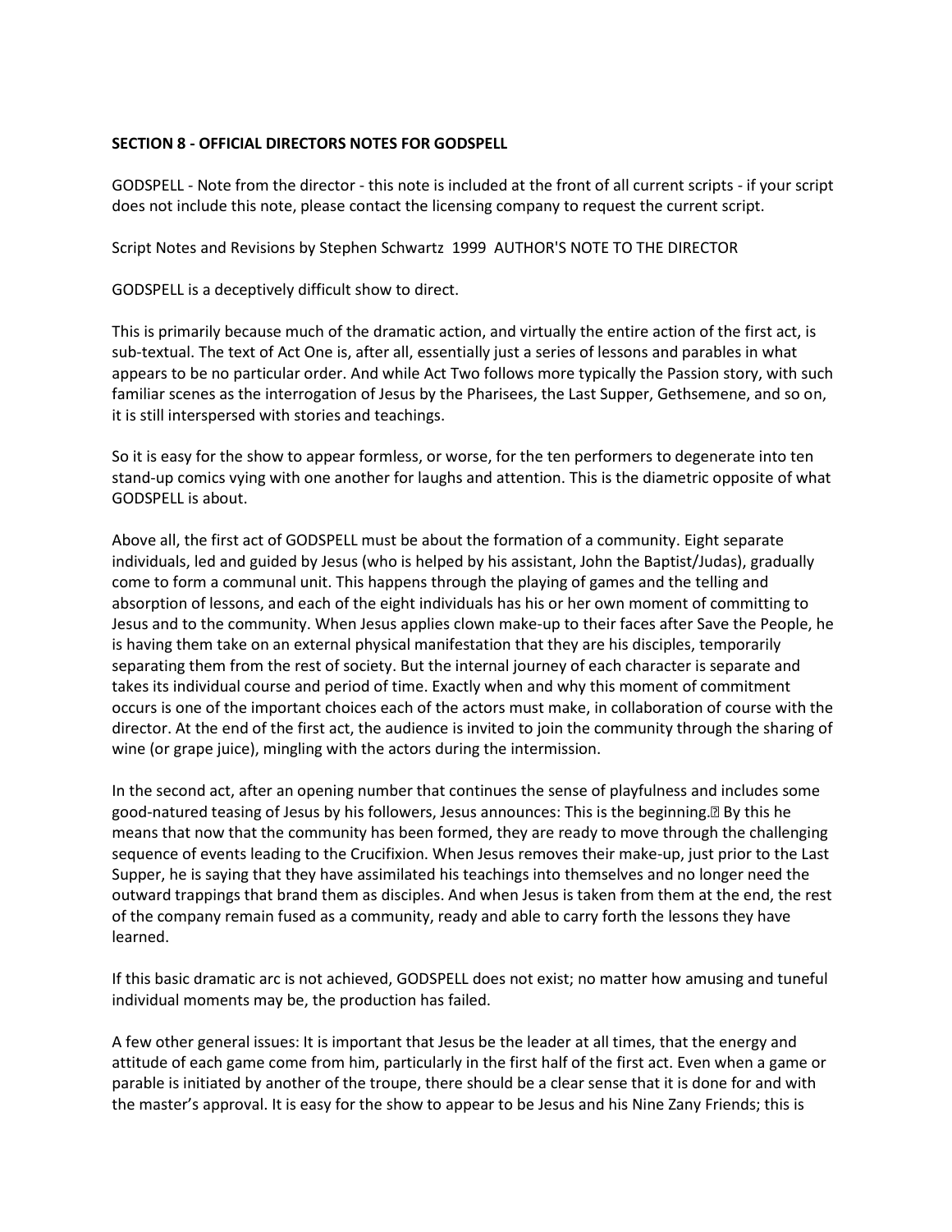**SECTION 8 - OFFICIAL DIRECTORS NOTES FOR GODSPELL**

GODSPELL - Note from the director - this note is included at the front of all current scripts - if your script does not include this note, please contact the licensing company to request the current script.

Script Notes and Revisions by Stephen Schwartz 1999 AUTHOR'S NOTE TO THE DIRECTOR

GODSPELL is a deceptively difficult show to direct.

This is primarily because much of the dramatic action, and virtually the entire action of the first act, is sub-textual. The text of Act One is, after all, essentially just a series of lessons and parables in what appears to be no particular order. And while Act Two follows more typically the Passion story, with such familiar scenes as the interrogation of Jesus by the Pharisees, the Last Supper, Gethsemene, and so on, it is still interspersed with stories and teachings.

So it is easy for the show to appear formless, or worse, for the ten performers to degenerate into ten stand-up comics vying with one another for laughs and attention. This is the diametric opposite of what GODSPELL is about.

Above all, the first act of GODSPELL must be about the formation of a community. Eight separate individuals, led and guided by Jesus (who is helped by his assistant, John the Baptist/Judas), gradually come to form a communal unit. This happens through the playing of games and the telling and absorption of lessons, and each of the eight individuals has his or her own moment of committing to Jesus and to the community. When Jesus applies clown make-up to their faces after Save the People, he is having them take on an external physical manifestation that they are his disciples, temporarily separating them from the rest of society. But the internal journey of each character is separate and takes its individual course and period of time. Exactly when and why this moment of commitment occurs is one of the important choices each of the actors must make, in collaboration of course with the director. At the end of the first act, the audience is invited to join the community through the sharing of wine (or grape juice), mingling with the actors during the intermission.

In the second act, after an opening number that continues the sense of playfulness and includes some good-natured teasing of Jesus by his followers, Jesus announces: This is the beginning.� By this he means that now that the community has been formed, they are ready to move through the challenging sequence of events leading to the Crucifixion. When Jesus removes their make-up, just prior to the Last Supper, he is saying that they have assimilated his teachings into themselves and no longer need the outward trappings that brand them as disciples. And when Jesus is taken from them at the end, the rest of the company remain fused as a community, ready and able to carry forth the lessons they have learned.

If this basic dramatic arc is not achieved, GODSPELL does not exist; no matter how amusing and tuneful individual moments may be, the production has failed.

A few other general issues: It is important that Jesus be the leader at all times, that the energy and attitude of each game come from him, particularly in the first half of the first act. Even when a game or parable is initiated by another of the troupe, there should be a clear sense that it is done for and with the master's approval. It is easy for the show to appear to be Jesus and his Nine Zany Friends; this is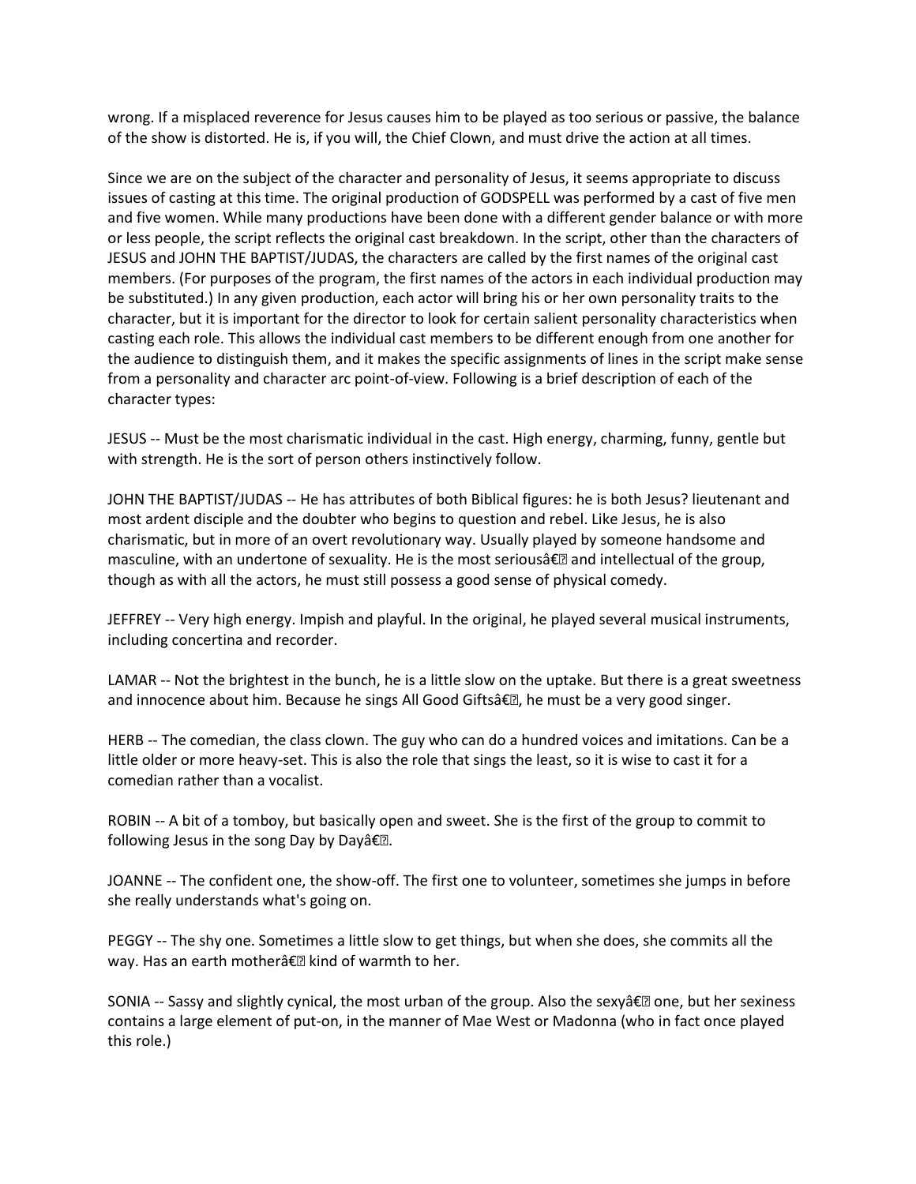wrong. If a misplaced reverence for Jesus causes him to be played as too serious or passive, the balance of the show is distorted. He is, if you will, the Chief Clown, and must drive the action at all times.

Since we are on the subject of the character and personality of Jesus, it seems appropriate to discuss issues of casting at this time. The original production of GODSPELL was performed by a cast of five men and five women. While many productions have been done with a different gender balance or with more or less people, the script reflects the original cast breakdown. In the script, other than the characters of JESUS and JOHN THE BAPTIST/JUDAS, the characters are called by the first names of the original cast members. (For purposes of the program, the first names of the actors in each individual production may be substituted.) In any given production, each actor will bring his or her own personality traits to the character, but it is important for the director to look for certain salient personality characteristics when casting each role. This allows the individual cast members to be different enough from one another for the audience to distinguish them, and it makes the specific assignments of lines in the script make sense from a personality and character arc point-of-view. Following is a brief description of each of the character types:

JESUS -- Must be the most charismatic individual in the cast. High energy, charming, funny, gentle but with strength. He is the sort of person others instinctively follow.

JOHN THE BAPTIST/JUDAS -- He has attributes of both Biblical figures: he is both Jesus? lieutenant and most ardent disciple and the doubter who begins to question and rebel. Like Jesus, he is also charismatic, but in more of an overt revolutionary way. Usually played by someone handsome and masculine, with an undertone of sexuality. He is the most seriousâ€ and intellectual of the group, though as with all the actors, he must still possess a good sense of physical comedy.

JEFFREY -- Very high energy. Impish and playful. In the original, he played several musical instruments, including concertina and recorder.

LAMAR -- Not the brightest in the bunch, he is a little slow on the uptake. But there is a great sweetness and innocence about him. Because he sings All Good Giftsâ€, he must be a very good singer.

HERB -- The comedian, the class clown. The guy who can do a hundred voices and imitations. Can be a little older or more heavy-set. This is also the role that sings the least, so it is wise to cast it for a comedian rather than a vocalist.

ROBIN -- A bit of a tomboy, but basically open and sweet. She is the first of the group to commit to following Jesus in the song Day by Dayâ€.

JOANNE -- The confident one, the show-off. The first one to volunteer, sometimes she jumps in before she really understands what's going on.

PEGGY -- The shy one. Sometimes a little slow to get things, but when she does, she commits all the way. Has an earth motherâ€ kind of warmth to her.

SONIA -- Sassy and slightly cynical, the most urban of the group. Also the sexyâ€ one, but her sexiness contains a large element of put-on, in the manner of Mae West or Madonna (who in fact once played this role.)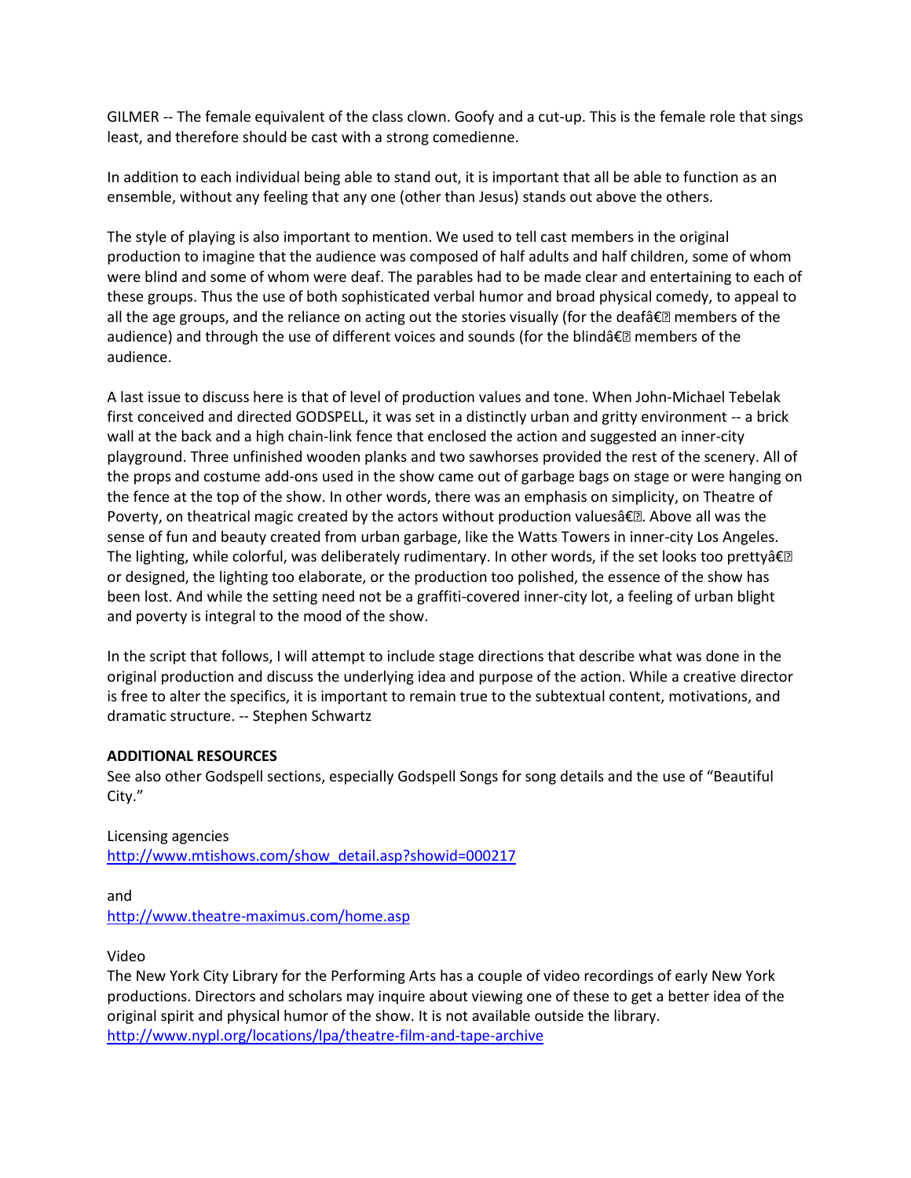GILMER -- The female equivalent of the class clown. Goofy and a cut-up. This is the female role that sings least, and therefore should be cast with a strong comedienne.

In addition to each individual being able to stand out, it is important that all be able to function as an ensemble, without any feeling that any one (other than Jesus) stands out above the others.

The style of playing is also important to mention. We used to tell cast members in the original production to imagine that the audience was composed of half adults and half children, some of whom were blind and some of whom were deaf. The parables had to be made clear and entertaining to each of these groups. Thus the use of both sophisticated verbal humor and broad physical comedy, to appeal to all the age groups, and the reliance on acting out the stories visually (for the deafâ€ members of the audience) and through the use of different voices and sounds (for the blindâ€ members of the audience.

A last issue to discuss here is that of level of production values and tone. When John-Michael Tebelak first conceived and directed GODSPELL, it was set in a distinctly urban and gritty environment -- a brick wall at the back and a high chain-link fence that enclosed the action and suggested an inner-city playground. Three unfinished wooden planks and two sawhorses provided the rest of the scenery. All of the props and costume add-ons used in the show came out of garbage bags on stage or were hanging on the fence at the top of the show. In other words, there was an emphasis on simplicity, on Theatre of Poverty, on theatrical magic created by the actors without production valuesâ€. Above all was the sense of fun and beauty created from urban garbage, like the Watts Towers in inner-city Los Angeles. The lighting, while colorful, was deliberately rudimentary. In other words, if the set looks too prettyâ€ or designed, the lighting too elaborate, or the production too polished, the essence of the show has been lost. And while the setting need not be a graffiti-covered inner-city lot, a feeling of urban blight and poverty is integral to the mood of the show.

In the script that follows, I will attempt to include stage directions that describe what was done in the original production and discuss the underlying idea and purpose of the action. While a creative director is free to alter the specifics, it is important to remain true to the subtextual content, motivations, and dramatic structure. -- Stephen Schwartz

**ADDITIONAL RESOURCES**

See also other Godspell sections, especially Godspell Songs for song details and the use of "Beautiful City."

Licensing agencies
http://www.mtishows.com/show_detail.asp?showid=000217

and
http://www.theatre-maximus.com/home.asp

Video
The New York City Library for the Performing Arts has a couple of video recordings of early New York productions. Directors and scholars may inquire about viewing one of these to get a better idea of the original spirit and physical humor of the show. It is not available outside the library.
http://www.nypl.org/locations/lpa/theatre-film-and-tape-archive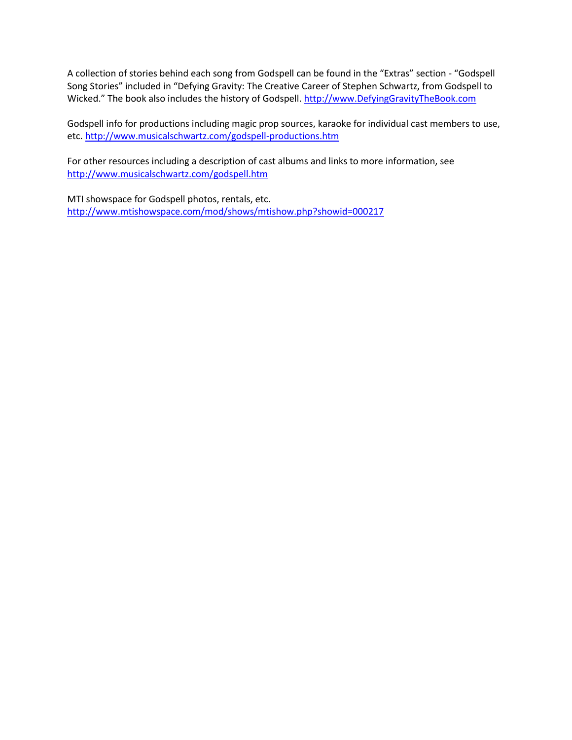A collection of stories behind each song from Godspell can be found in the "Extras" section - "Godspell Song Stories" included in "Defying Gravity: The Creative Career of Stephen Schwartz, from Godspell to Wicked." The book also includes the history of Godspell. http://www.DefyingGravityTheBook.com

Godspell info for productions including magic prop sources, karaoke for individual cast members to use, etc. http://www.musicalschwartz.com/godspell-productions.htm

For other resources including a description of cast albums and links to more information, see http://www.musicalschwartz.com/godspell.htm

MTI showspace for Godspell photos, rentals, etc.
http://www.mtishowspace.com/mod/shows/mtishow.php?showid=000217